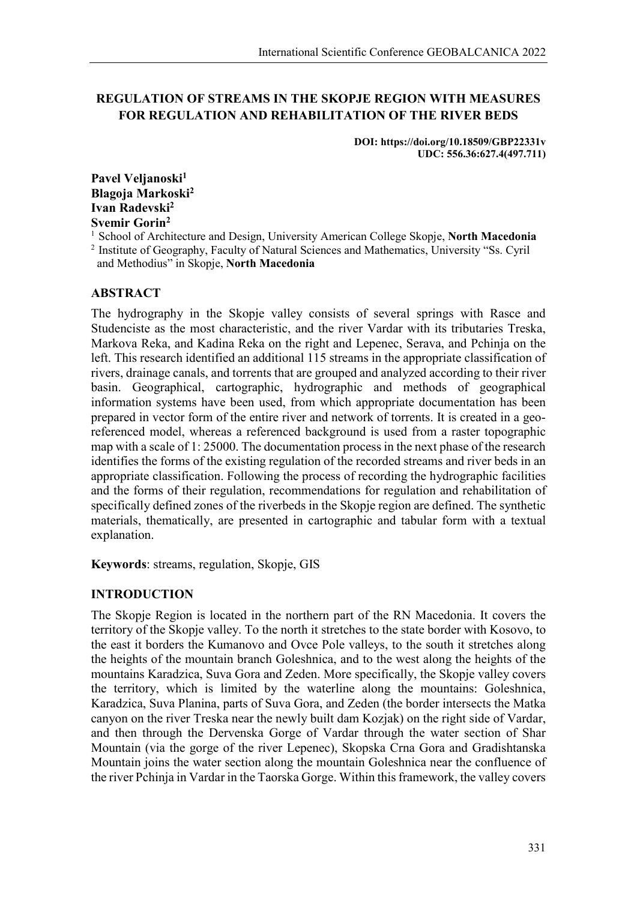**REGULATION OF STREAMS IN THE SKOPJE REGION WITH MEASURES FOR REGULATION AND REHABILITATION OF THE RIVER BEDS**

**DOI: https://doi.org/10.18509/GBP22331v**
**UDC: 556.36:627.4(497.711)**

**Pavel Veljanoski[1]**
**Blagoja Markoski[2]**
**Ivan Radevski[2]**
**Svemir Gorin[2]**

[1] School of Architecture and Design, University American College Skopje, **North Macedonia**
[2] Institute of Geography, Faculty of Natural Sciences and Mathematics, University "Ss. Cyril and Methodius" in Skopje, **North Macedonia**

## ABSTRACT

The hydrography in the Skopje valley consists of several springs with Rasce and Studenciste as the most characteristic, and the river Vardar with its tributaries Treska, Markova Reka, and Kadina Reka on the right and Lepenec, Serava, and Pchinja on the left. This research identified an additional 115 streams in the appropriate classification of rivers, drainage canals, and torrents that are grouped and analyzed according to their river basin. Geographical, cartographic, hydrographic and methods of geographical information systems have been used, from which appropriate documentation has been prepared in vector form of the entire river and network of torrents. It is created in a geo-referenced model, whereas a referenced background is used from a raster topographic map with a scale of 1: 25000. The documentation process in the next phase of the research identifies the forms of the existing regulation of the recorded streams and river beds in an appropriate classification. Following the process of recording the hydrographic facilities and the forms of their regulation, recommendations for regulation and rehabilitation of specifically defined zones of the riverbeds in the Skopje region are defined. The synthetic materials, thematically, are presented in cartographic and tabular form with a textual explanation.

**Keywords**: streams, regulation, Skopje, GIS

## INTRODUCTION

The Skopje Region is located in the northern part of the RN Macedonia. It covers the territory of the Skopje valley. To the north it stretches to the state border with Kosovo, to the east it borders the Kumanovo and Ovce Pole valleys, to the south it stretches along the heights of the mountain branch Goleshnica, and to the west along the heights of the mountains Karadzica, Suva Gora and Zeden. More specifically, the Skopje valley covers the territory, which is limited by the waterline along the mountains: Goleshnica, Karadzica, Suva Planina, parts of Suva Gora, and Zeden (the border intersects the Matka canyon on the river Treska near the newly built dam Kozjak) on the right side of Vardar, and then through the Dervenska Gorge of Vardar through the water section of Shar Mountain (via the gorge of the river Lepenec), Skopska Crna Gora and Gradishtanska Mountain joins the water section along the mountain Goleshnica near the confluence of the river Pchinja in Vardar in the Taorska Gorge. Within this framework, the valley covers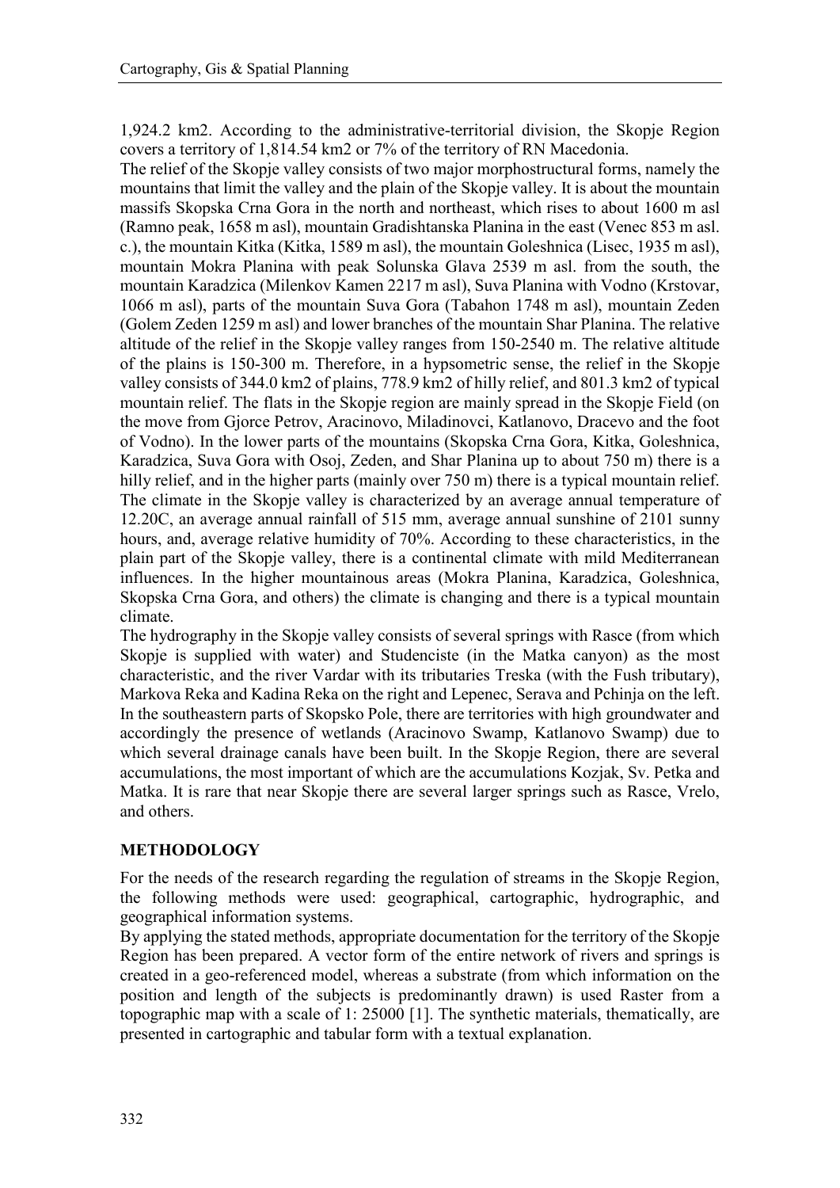1,924.2 km2. According to the administrative-territorial division, the Skopje Region covers a territory of 1,814.54 km2 or 7% of the territory of RN Macedonia.

The relief of the Skopje valley consists of two major morphostructural forms, namely the mountains that limit the valley and the plain of the Skopje valley. It is about the mountain massifs Skopska Crna Gora in the north and northeast, which rises to about 1600 m asl (Ramno peak, 1658 m asl), mountain Gradishtanska Planina in the east (Venec 853 m asl. c.), the mountain Kitka (Kitka, 1589 m asl), the mountain Goleshnica (Lisec, 1935 m asl), mountain Mokra Planina with peak Solunska Glava 2539 m asl. from the south, the mountain Karadzica (Milenkov Kamen 2217 m asl), Suva Planina with Vodno (Krstovar, 1066 m asl), parts of the mountain Suva Gora (Tabahon 1748 m asl), mountain Zeden (Golem Zeden 1259 m asl) and lower branches of the mountain Shar Planina. The relative altitude of the relief in the Skopje valley ranges from 150-2540 m. The relative altitude of the plains is 150-300 m. Therefore, in a hypsometric sense, the relief in the Skopje valley consists of 344.0 km2 of plains, 778.9 km2 of hilly relief, and 801.3 km2 of typical mountain relief. The flats in the Skopje region are mainly spread in the Skopje Field (on the move from Gjorce Petrov, Aracinovo, Miladinovci, Katlanovo, Dracevo and the foot of Vodno). In the lower parts of the mountains (Skopska Crna Gora, Kitka, Goleshnica, Karadzica, Suva Gora with Osoj, Zeden, and Shar Planina up to about 750 m) there is a hilly relief, and in the higher parts (mainly over 750 m) there is a typical mountain relief.

The climate in the Skopje valley is characterized by an average annual temperature of 12.20C, an average annual rainfall of 515 mm, average annual sunshine of 2101 sunny hours, and, average relative humidity of 70%. According to these characteristics, in the plain part of the Skopje valley, there is a continental climate with mild Mediterranean influences. In the higher mountainous areas (Mokra Planina, Karadzica, Goleshnica, Skopska Crna Gora, and others) the climate is changing and there is a typical mountain climate.

The hydrography in the Skopje valley consists of several springs with Rasce (from which Skopje is supplied with water) and Studenciste (in the Matka canyon) as the most characteristic, and the river Vardar with its tributaries Treska (with the Fush tributary), Markova Reka and Kadina Reka on the right and Lepenec, Serava and Pchinja on the left. In the southeastern parts of Skopsko Pole, there are territories with high groundwater and accordingly the presence of wetlands (Aracinovo Swamp, Katlanovo Swamp) due to which several drainage canals have been built. In the Skopje Region, there are several accumulations, the most important of which are the accumulations Kozjak, Sv. Petka and Matka. It is rare that near Skopje there are several larger springs such as Rasce, Vrelo, and others.

## METHODOLOGY

For the needs of the research regarding the regulation of streams in the Skopje Region, the following methods were used: geographical, cartographic, hydrographic, and geographical information systems.

By applying the stated methods, appropriate documentation for the territory of the Skopje Region has been prepared. A vector form of the entire network of rivers and springs is created in a geo-referenced model, whereas a substrate (from which information on the position and length of the subjects is predominantly drawn) is used Raster from a topographic map with a scale of 1: 25000 [1]. The synthetic materials, thematically, are presented in cartographic and tabular form with a textual explanation.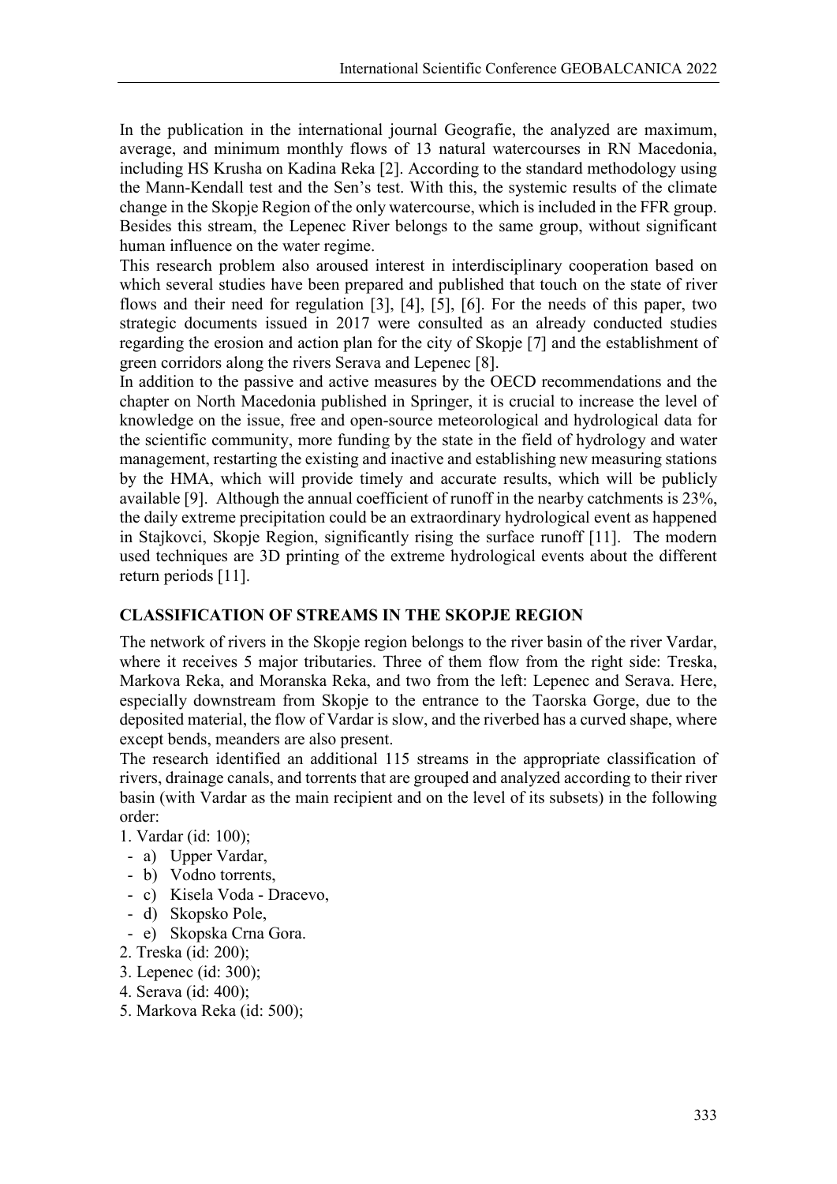In the publication in the international journal Geografie, the analyzed are maximum, average, and minimum monthly flows of 13 natural watercourses in RN Macedonia, including HS Krusha on Kadina Reka [2]. According to the standard methodology using the Mann-Kendall test and the Sen's test. With this, the systemic results of the climate change in the Skopje Region of the only watercourse, which is included in the FFR group. Besides this stream, the Lepenec River belongs to the same group, without significant human influence on the water regime.

This research problem also aroused interest in interdisciplinary cooperation based on which several studies have been prepared and published that touch on the state of river flows and their need for regulation [3], [4], [5], [6]. For the needs of this paper, two strategic documents issued in 2017 were consulted as an already conducted studies regarding the erosion and action plan for the city of Skopje [7] and the establishment of green corridors along the rivers Serava and Lepenec [8].

In addition to the passive and active measures by the OECD recommendations and the chapter on North Macedonia published in Springer, it is crucial to increase the level of knowledge on the issue, free and open-source meteorological and hydrological data for the scientific community, more funding by the state in the field of hydrology and water management, restarting the existing and inactive and establishing new measuring stations by the HMA, which will provide timely and accurate results, which will be publicly available [9]. Although the annual coefficient of runoff in the nearby catchments is 23%, the daily extreme precipitation could be an extraordinary hydrological event as happened in Stajkovci, Skopje Region, significantly rising the surface runoff [11]. The modern used techniques are 3D printing of the extreme hydrological events about the different return periods [11].

## CLASSIFICATION OF STREAMS IN THE SKOPJE REGION

The network of rivers in the Skopje region belongs to the river basin of the river Vardar, where it receives 5 major tributaries. Three of them flow from the right side: Treska, Markova Reka, and Moranska Reka, and two from the left: Lepenec and Serava. Here, especially downstream from Skopje to the entrance to the Taorska Gorge, due to the deposited material, the flow of Vardar is slow, and the riverbed has a curved shape, where except bends, meanders are also present.

The research identified an additional 115 streams in the appropriate classification of rivers, drainage canals, and torrents that are grouped and analyzed according to their river basin (with Vardar as the main recipient and on the level of its subsets) in the following order:

1. Vardar (id: 100);
   - a) Upper Vardar,
   - b) Vodno torrents,
   - c) Kisela Voda - Dracevo,
   - d) Skopsko Pole,
   - e) Skopska Crna Gora.
2. Treska (id: 200);
3. Lepenec (id: 300);
4. Serava (id: 400);
5. Markova Reka (id: 500);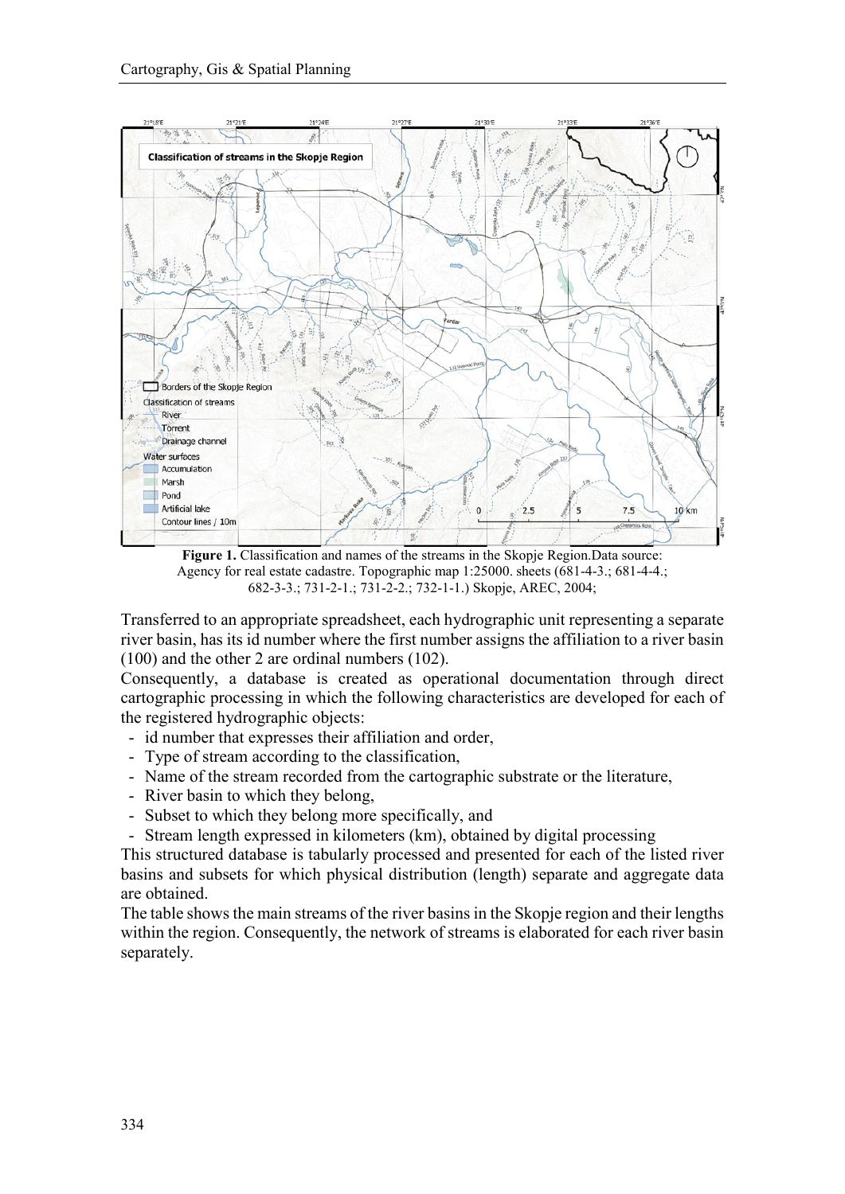**Figure 1.** Classification and names of the streams in the Skopje Region.Data source: Agency for real estate cadastre. Topographic map 1:25000. sheets (681-4-3.; 681-4-4.; 682-3-3.; 731-2-1.; 731-2-2.; 732-1-1.) Skopje, AREC, 2004;

Transferred to an appropriate spreadsheet, each hydrographic unit representing a separate river basin, has its id number where the first number assigns the affiliation to a river basin (100) and the other 2 are ordinal numbers (102).

Consequently, a database is created as operational documentation through direct cartographic processing in which the following characteristics are developed for each of the registered hydrographic objects:

- id number that expresses their affiliation and order,
- Type of stream according to the classification,
- Name of the stream recorded from the cartographic substrate or the literature,
- River basin to which they belong,
- Subset to which they belong more specifically, and
- Stream length expressed in kilometers (km), obtained by digital processing

This structured database is tabularly processed and presented for each of the listed river basins and subsets for which physical distribution (length) separate and aggregate data are obtained.

The table shows the main streams of the river basins in the Skopje region and their lengths within the region. Consequently, the network of streams is elaborated for each river basin separately.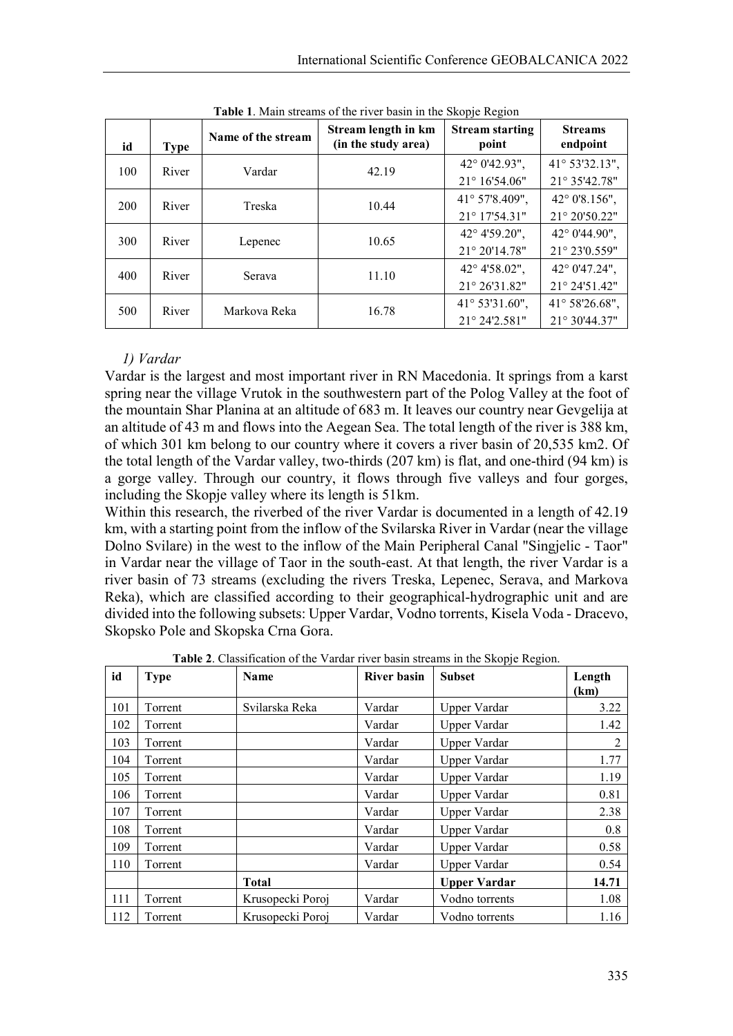**Table 1**. Main streams of the river basin in the Skopje Region

| id | Type | Name of the stream | Stream length in km (in the study area) | Stream starting point | Streams endpoint |
|---|---|---|---|---|---|
| 100 | River | Vardar | 42.19 | 42° 0'42.93", 21° 16'54.06" | 41° 53'32.13", 21° 35'42.78" |
| 200 | River | Treska | 10.44 | 41° 57'8.409", 21° 17'54.31" | 42° 0'8.156", 21° 20'50.22" |
| 300 | River | Lepenec | 10.65 | 42° 4'59.20", 21° 20'14.78" | 42° 0'44.90", 21° 23'0.559" |
| 400 | River | Serava | 11.10 | 42° 4'58.02", 21° 26'31.82" | 42° 0'47.24", 21° 24'51.42" |
| 500 | River | Markova Reka | 16.78 | 41° 53'31.60", 21° 24'2.581" | 41° 58'26.68", 21° 30'44.37" |

*1) Vardar*

Vardar is the largest and most important river in RN Macedonia. It springs from a karst spring near the village Vrutok in the southwestern part of the Polog Valley at the foot of the mountain Shar Planina at an altitude of 683 m. It leaves our country near Gevgelija at an altitude of 43 m and flows into the Aegean Sea. The total length of the river is 388 km, of which 301 km belong to our country where it covers a river basin of 20,535 km2. Of the total length of the Vardar valley, two-thirds (207 km) is flat, and one-third (94 km) is a gorge valley. Through our country, it flows through five valleys and four gorges, including the Skopje valley where its length is 51km.

Within this research, the riverbed of the river Vardar is documented in a length of 42.19 km, with a starting point from the inflow of the Svilarska River in Vardar (near the village Dolno Svilare) in the west to the inflow of the Main Peripheral Canal "Singjelic - Taor" in Vardar near the village of Taor in the south-east. At that length, the river Vardar is a river basin of 73 streams (excluding the rivers Treska, Lepenec, Serava, and Markova Reka), which are classified according to their geographical-hydrographic unit and are divided into the following subsets: Upper Vardar, Vodno torrents, Kisela Voda - Dracevo, Skopsko Pole and Skopska Crna Gora.

**Table 2**. Classification of the Vardar river basin streams in the Skopje Region.

| id | Type | Name | River basin | Subset | Length (km) |
|---|---|---|---|---|---|
| 101 | Torrent | Svilarska Reka | Vardar | Upper Vardar | 3.22 |
| 102 | Torrent | | Vardar | Upper Vardar | 1.42 |
| 103 | Torrent | | Vardar | Upper Vardar | 2 |
| 104 | Torrent | | Vardar | Upper Vardar | 1.77 |
| 105 | Torrent | | Vardar | Upper Vardar | 1.19 |
| 106 | Torrent | | Vardar | Upper Vardar | 0.81 |
| 107 | Torrent | | Vardar | Upper Vardar | 2.38 |
| 108 | Torrent | | Vardar | Upper Vardar | 0.8 |
| 109 | Torrent | | Vardar | Upper Vardar | 0.58 |
| 110 | Torrent | | Vardar | Upper Vardar | 0.54 |
| | | **Total** | | **Upper Vardar** | **14.71** |
| 111 | Torrent | Krusopecki Poroj | Vardar | Vodno torrents | 1.08 |
| 112 | Torrent | Krusopecki Poroj | Vardar | Vodno torrents | 1.16 |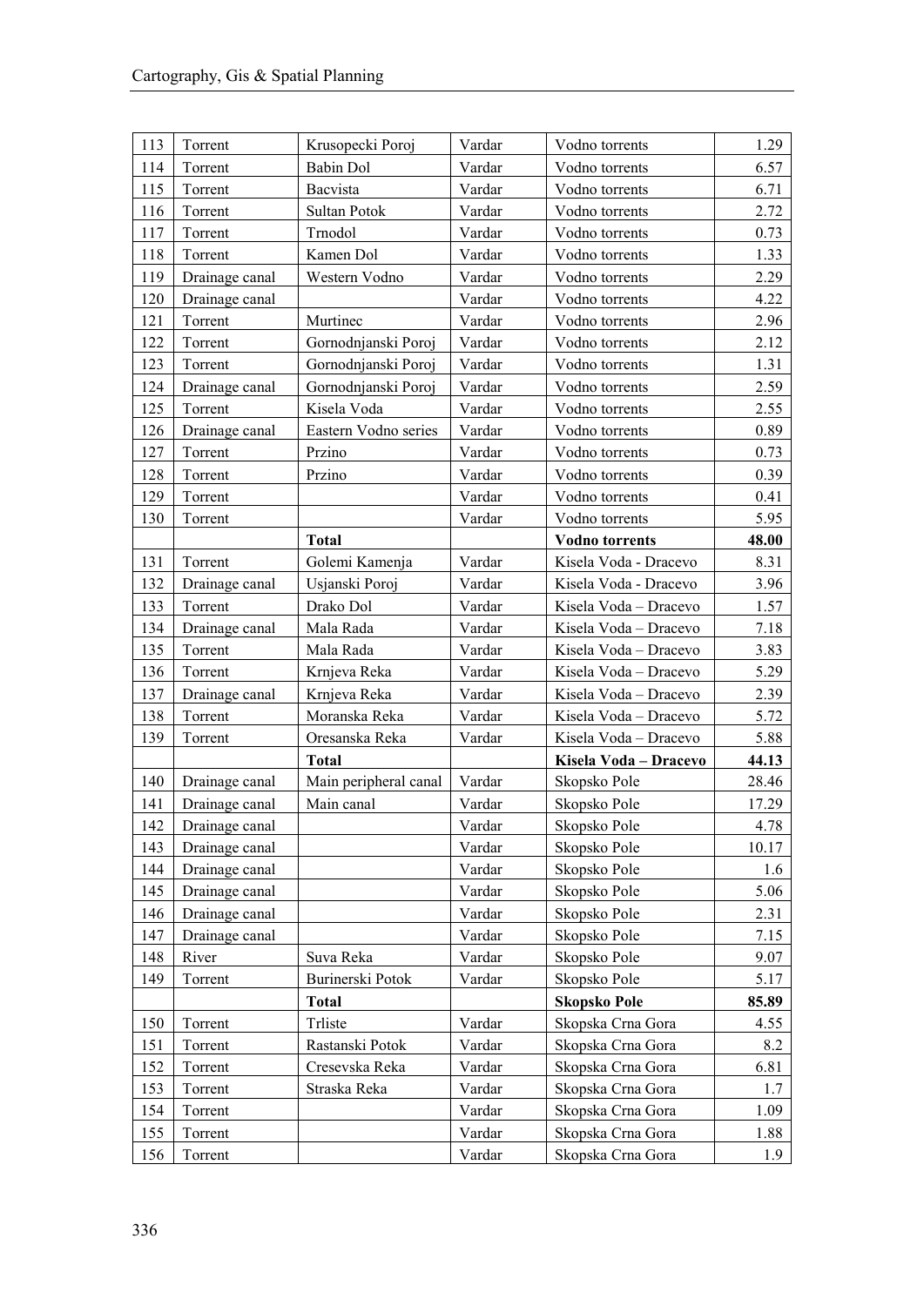| 113 | Torrent | Krusopecki Poroj | Vardar | Vodno torrents | 1.29 |
|---|---|---|---|---|---|
| 114 | Torrent | Babin Dol | Vardar | Vodno torrents | 6.57 |
| 115 | Torrent | Bacvista | Vardar | Vodno torrents | 6.71 |
| 116 | Torrent | Sultan Potok | Vardar | Vodno torrents | 2.72 |
| 117 | Torrent | Trnodol | Vardar | Vodno torrents | 0.73 |
| 118 | Torrent | Kamen Dol | Vardar | Vodno torrents | 1.33 |
| 119 | Drainage canal | Western Vodno | Vardar | Vodno torrents | 2.29 |
| 120 | Drainage canal | | Vardar | Vodno torrents | 4.22 |
| 121 | Torrent | Murtinec | Vardar | Vodno torrents | 2.96 |
| 122 | Torrent | Gornodnjanski Poroj | Vardar | Vodno torrents | 2.12 |
| 123 | Torrent | Gornodnjanski Poroj | Vardar | Vodno torrents | 1.31 |
| 124 | Drainage canal | Gornodnjanski Poroj | Vardar | Vodno torrents | 2.59 |
| 125 | Torrent | Kisela Voda | Vardar | Vodno torrents | 2.55 |
| 126 | Drainage canal | Eastern Vodno series | Vardar | Vodno torrents | 0.89 |
| 127 | Torrent | Przino | Vardar | Vodno torrents | 0.73 |
| 128 | Torrent | Przino | Vardar | Vodno torrents | 0.39 |
| 129 | Torrent | | Vardar | Vodno torrents | 0.41 |
| 130 | Torrent | | Vardar | Vodno torrents | 5.95 |
| | | **Total** | | **Vodno torrents** | **48.00** |
| 131 | Torrent | Golemi Kamenja | Vardar | Kisela Voda - Dracevo | 8.31 |
| 132 | Drainage canal | Usjanski Poroj | Vardar | Kisela Voda - Dracevo | 3.96 |
| 133 | Torrent | Drako Dol | Vardar | Kisela Voda – Dracevo | 1.57 |
| 134 | Drainage canal | Mala Rada | Vardar | Kisela Voda – Dracevo | 7.18 |
| 135 | Torrent | Mala Rada | Vardar | Kisela Voda – Dracevo | 3.83 |
| 136 | Torrent | Krnjeva Reka | Vardar | Kisela Voda – Dracevo | 5.29 |
| 137 | Drainage canal | Krnjeva Reka | Vardar | Kisela Voda – Dracevo | 2.39 |
| 138 | Torrent | Moranska Reka | Vardar | Kisela Voda – Dracevo | 5.72 |
| 139 | Torrent | Oresanska Reka | Vardar | Kisela Voda – Dracevo | 5.88 |
| | | **Total** | | **Kisela Voda – Dracevo** | **44.13** |
| 140 | Drainage canal | Main peripheral canal | Vardar | Skopsko Pole | 28.46 |
| 141 | Drainage canal | Main canal | Vardar | Skopsko Pole | 17.29 |
| 142 | Drainage canal | | Vardar | Skopsko Pole | 4.78 |
| 143 | Drainage canal | | Vardar | Skopsko Pole | 10.17 |
| 144 | Drainage canal | | Vardar | Skopsko Pole | 1.6 |
| 145 | Drainage canal | | Vardar | Skopsko Pole | 5.06 |
| 146 | Drainage canal | | Vardar | Skopsko Pole | 2.31 |
| 147 | Drainage canal | | Vardar | Skopsko Pole | 7.15 |
| 148 | River | Suva Reka | Vardar | Skopsko Pole | 9.07 |
| 149 | Torrent | Burinerski Potok | Vardar | Skopsko Pole | 5.17 |
| | | **Total** | | **Skopsko Pole** | **85.89** |
| 150 | Torrent | Trliste | Vardar | Skopska Crna Gora | 4.55 |
| 151 | Torrent | Rastanski Potok | Vardar | Skopska Crna Gora | 8.2 |
| 152 | Torrent | Cresevska Reka | Vardar | Skopska Crna Gora | 6.81 |
| 153 | Torrent | Straska Reka | Vardar | Skopska Crna Gora | 1.7 |
| 154 | Torrent | | Vardar | Skopska Crna Gora | 1.09 |
| 155 | Torrent | | Vardar | Skopska Crna Gora | 1.88 |
| 156 | Torrent | | Vardar | Skopska Crna Gora | 1.9 |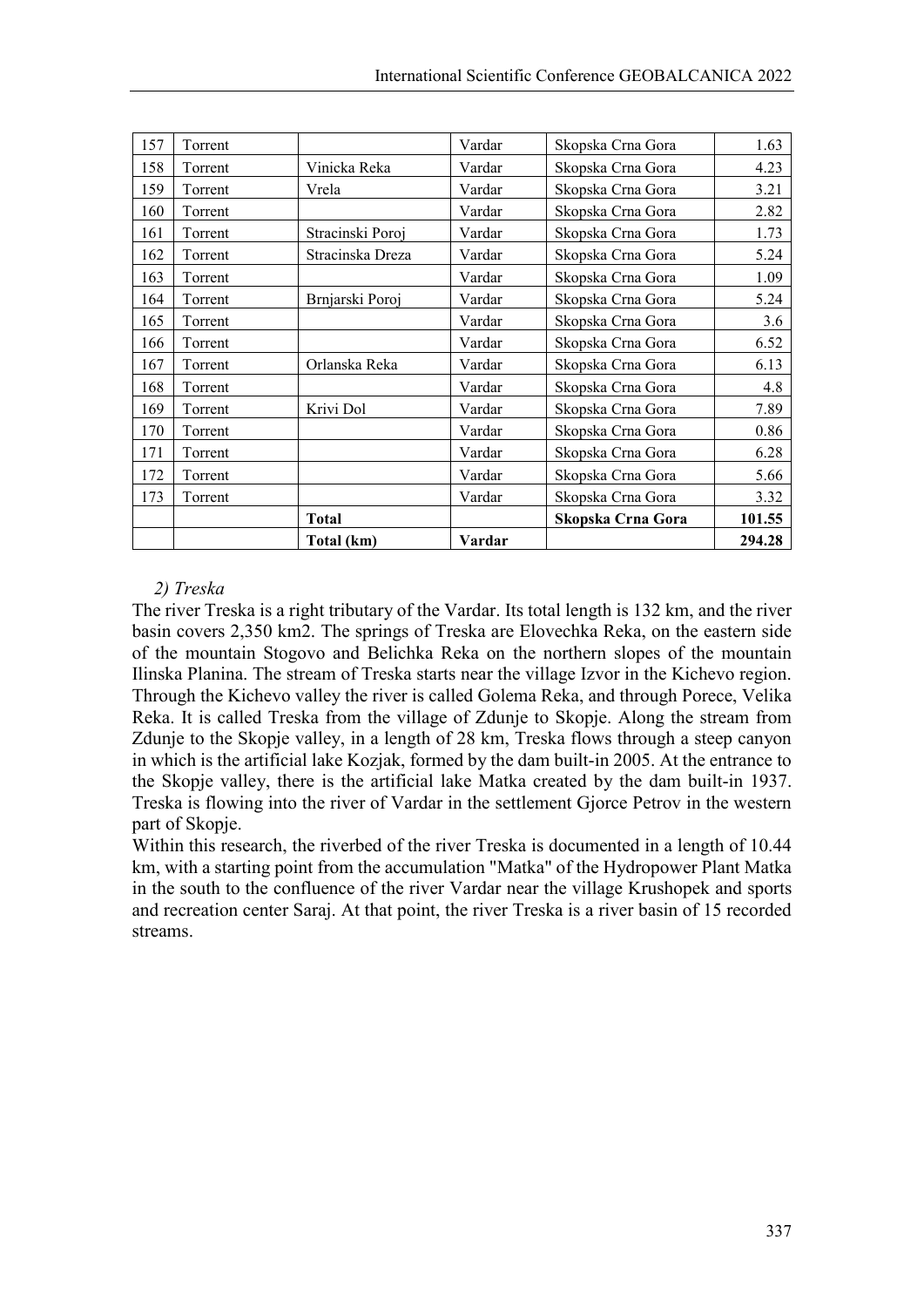| 157 | Torrent |  | Vardar | Skopska Crna Gora | 1.63 |
|---|---|---|---|---|---|
| 158 | Torrent | Vinicka Reka | Vardar | Skopska Crna Gora | 4.23 |
| 159 | Torrent | Vrela | Vardar | Skopska Crna Gora | 3.21 |
| 160 | Torrent |  | Vardar | Skopska Crna Gora | 2.82 |
| 161 | Torrent | Stracinski Poroj | Vardar | Skopska Crna Gora | 1.73 |
| 162 | Torrent | Stracinska Dreza | Vardar | Skopska Crna Gora | 5.24 |
| 163 | Torrent |  | Vardar | Skopska Crna Gora | 1.09 |
| 164 | Torrent | Brnjarski Poroj | Vardar | Skopska Crna Gora | 5.24 |
| 165 | Torrent |  | Vardar | Skopska Crna Gora | 3.6 |
| 166 | Torrent |  | Vardar | Skopska Crna Gora | 6.52 |
| 167 | Torrent | Orlanska Reka | Vardar | Skopska Crna Gora | 6.13 |
| 168 | Torrent |  | Vardar | Skopska Crna Gora | 4.8 |
| 169 | Torrent | Krivi Dol | Vardar | Skopska Crna Gora | 7.89 |
| 170 | Torrent |  | Vardar | Skopska Crna Gora | 0.86 |
| 171 | Torrent |  | Vardar | Skopska Crna Gora | 6.28 |
| 172 | Torrent |  | Vardar | Skopska Crna Gora | 5.66 |
| 173 | Torrent |  | Vardar | Skopska Crna Gora | 3.32 |
|  |  | **Total** |  | **Skopska Crna Gora** | **101.55** |
|  |  | **Total (km)** | **Vardar** |  | **294.28** |

*2) Treska*

The river Treska is a right tributary of the Vardar. Its total length is 132 km, and the river basin covers 2,350 km2. The springs of Treska are Elovechka Reka, on the eastern side of the mountain Stogovo and Belichka Reka on the northern slopes of the mountain Ilinska Planina. The stream of Treska starts near the village Izvor in the Kichevo region. Through the Kichevo valley the river is called Golema Reka, and through Porece, Velika Reka. It is called Treska from the village of Zdunje to Skopje. Along the stream from Zdunje to the Skopje valley, in a length of 28 km, Treska flows through a steep canyon in which is the artificial lake Kozjak, formed by the dam built-in 2005. At the entrance to the Skopje valley, there is the artificial lake Matka created by the dam built-in 1937. Treska is flowing into the river of Vardar in the settlement Gjorce Petrov in the western part of Skopje.

Within this research, the riverbed of the river Treska is documented in a length of 10.44 km, with a starting point from the accumulation "Matka" of the Hydropower Plant Matka in the south to the confluence of the river Vardar near the village Krushopek and sports and recreation center Saraj. At that point, the river Treska is a river basin of 15 recorded streams.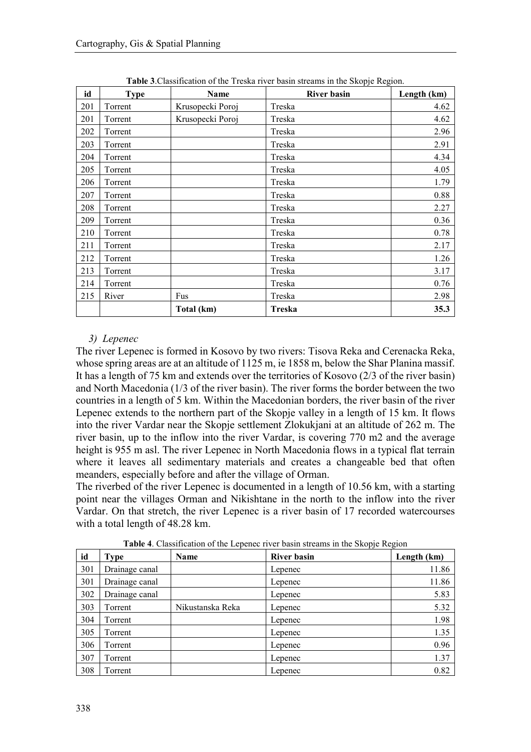**Table 3**.Classification of the Treska river basin streams in the Skopje Region.

| id | Type | Name | River basin | Length (km) |
|---|---|---|---|---|
| 201 | Torrent | Krusopecki Poroj | Treska | 4.62 |
| 201 | Torrent | Krusopecki Poroj | Treska | 4.62 |
| 202 | Torrent | | Treska | 2.96 |
| 203 | Torrent | | Treska | 2.91 |
| 204 | Torrent | | Treska | 4.34 |
| 205 | Torrent | | Treska | 4.05 |
| 206 | Torrent | | Treska | 1.79 |
| 207 | Torrent | | Treska | 0.88 |
| 208 | Torrent | | Treska | 2.27 |
| 209 | Torrent | | Treska | 0.36 |
| 210 | Torrent | | Treska | 0.78 |
| 211 | Torrent | | Treska | 2.17 |
| 212 | Torrent | | Treska | 1.26 |
| 213 | Torrent | | Treska | 3.17 |
| 214 | Torrent | | Treska | 0.76 |
| 215 | River | Fus | Treska | 2.98 |
| | | **Total (km)** | **Treska** | **35.3** |

*3) Lepenec*

The river Lepenec is formed in Kosovo by two rivers: Tisova Reka and Cerenacka Reka, whose spring areas are at an altitude of 1125 m, ie 1858 m, below the Shar Planina massif. It has a length of 75 km and extends over the territories of Kosovo (2/3 of the river basin) and North Macedonia (1/3 of the river basin). The river forms the border between the two countries in a length of 5 km. Within the Macedonian borders, the river basin of the river Lepenec extends to the northern part of the Skopje valley in a length of 15 km. It flows into the river Vardar near the Skopje settlement Zlokukjani at an altitude of 262 m. The river basin, up to the inflow into the river Vardar, is covering 770 m2 and the average height is 955 m asl. The river Lepenec in North Macedonia flows in a typical flat terrain where it leaves all sedimentary materials and creates a changeable bed that often meanders, especially before and after the village of Orman.

The riverbed of the river Lepenec is documented in a length of 10.56 km, with a starting point near the villages Orman and Nikishtane in the north to the inflow into the river Vardar. On that stretch, the river Lepenec is a river basin of 17 recorded watercourses with a total length of 48.28 km.

**Table 4**. Classification of the Lepenec river basin streams in the Skopje Region

| id | Type | Name | River basin | Length (km) |
|---|---|---|---|---|
| 301 | Drainage canal | | Lepenec | 11.86 |
| 301 | Drainage canal | | Lepenec | 11.86 |
| 302 | Drainage canal | | Lepenec | 5.83 |
| 303 | Torrent | Nikustanska Reka | Lepenec | 5.32 |
| 304 | Torrent | | Lepenec | 1.98 |
| 305 | Torrent | | Lepenec | 1.35 |
| 306 | Torrent | | Lepenec | 0.96 |
| 307 | Torrent | | Lepenec | 1.37 |
| 308 | Torrent | | Lepenec | 0.82 |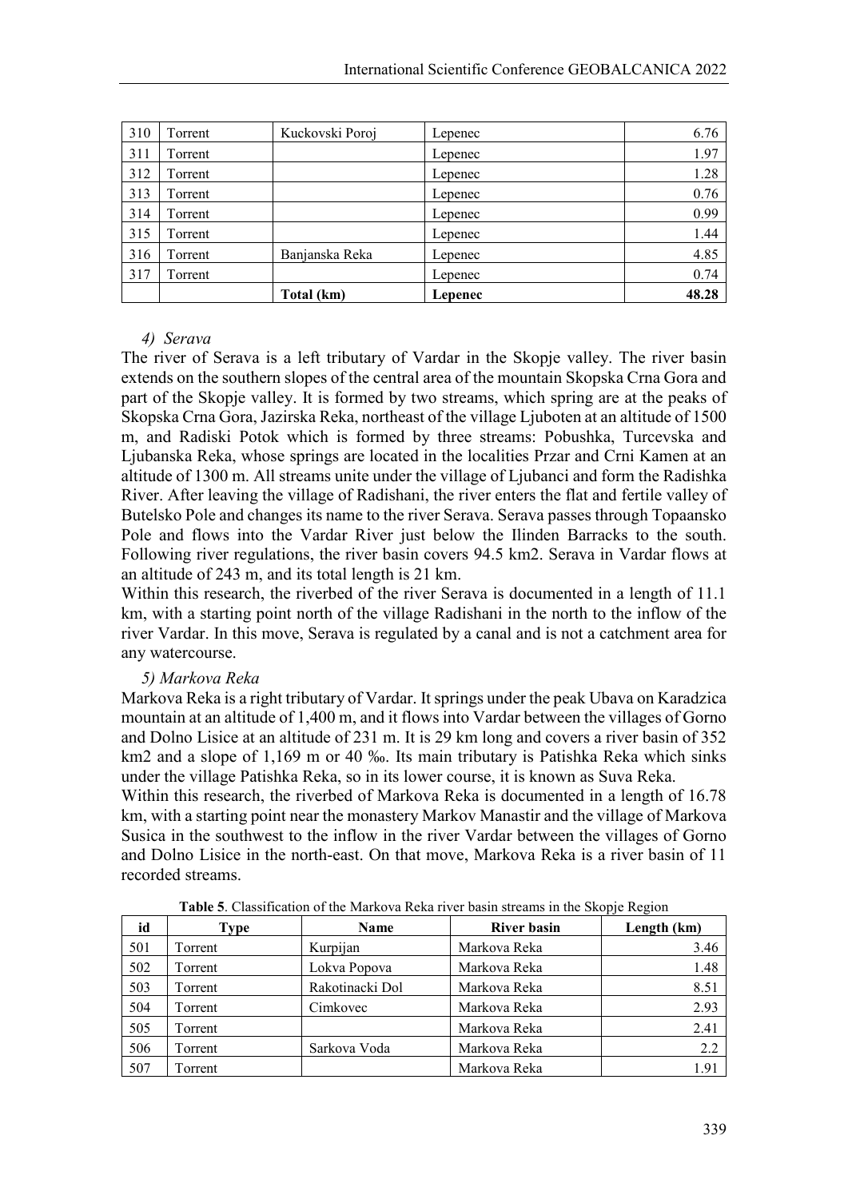| 310 | Torrent | Kuckovski Poroj | Lepenec | 6.76 |
|---|---|---|---|---|
| 311 | Torrent | | Lepenec | 1.97 |
| 312 | Torrent | | Lepenec | 1.28 |
| 313 | Torrent | | Lepenec | 0.76 |
| 314 | Torrent | | Lepenec | 0.99 |
| 315 | Torrent | | Lepenec | 1.44 |
| 316 | Torrent | Banjanska Reka | Lepenec | 4.85 |
| 317 | Torrent | | Lepenec | 0.74 |
| | | **Total (km)** | **Lepenec** | **48.28** |

*4) Serava*

The river of Serava is a left tributary of Vardar in the Skopje valley. The river basin extends on the southern slopes of the central area of the mountain Skopska Crna Gora and part of the Skopje valley. It is formed by two streams, which spring are at the peaks of Skopska Crna Gora, Jazirska Reka, northeast of the village Ljuboten at an altitude of 1500 m, and Radiski Potok which is formed by three streams: Pobushka, Turcevska and Ljubanska Reka, whose springs are located in the localities Przar and Crni Kamen at an altitude of 1300 m. All streams unite under the village of Ljubanci and form the Radishka River. After leaving the village of Radishani, the river enters the flat and fertile valley of Butelsko Pole and changes its name to the river Serava. Serava passes through Topaansko Pole and flows into the Vardar River just below the Ilinden Barracks to the south. Following river regulations, the river basin covers 94.5 km2. Serava in Vardar flows at an altitude of 243 m, and its total length is 21 km.

Within this research, the riverbed of the river Serava is documented in a length of 11.1 km, with a starting point north of the village Radishani in the north to the inflow of the river Vardar. In this move, Serava is regulated by a canal and is not a catchment area for any watercourse.

*5) Markova Reka*

Markova Reka is a right tributary of Vardar. It springs under the peak Ubava on Karadzica mountain at an altitude of 1,400 m, and it flows into Vardar between the villages of Gorno and Dolno Lisice at an altitude of 231 m. It is 29 km long and covers a river basin of 352 km2 and a slope of 1,169 m or 40 ‰. Its main tributary is Patishka Reka which sinks under the village Patishka Reka, so in its lower course, it is known as Suva Reka.

Within this research, the riverbed of Markova Reka is documented in a length of 16.78 km, with a starting point near the monastery Markov Manastir and the village of Markova Susica in the southwest to the inflow in the river Vardar between the villages of Gorno and Dolno Lisice in the north-east. On that move, Markova Reka is a river basin of 11 recorded streams.

**Table 5**. Classification of the Markova Reka river basin streams in the Skopje Region

| id | Type | Name | River basin | Length (km) |
|---|---|---|---|---|
| 501 | Torrent | Kurpijan | Markova Reka | 3.46 |
| 502 | Torrent | Lokva Popova | Markova Reka | 1.48 |
| 503 | Torrent | Rakotinacki Dol | Markova Reka | 8.51 |
| 504 | Torrent | Cimkovec | Markova Reka | 2.93 |
| 505 | Torrent | | Markova Reka | 2.41 |
| 506 | Torrent | Sarkova Voda | Markova Reka | 2.2 |
| 507 | Torrent | | Markova Reka | 1.91 |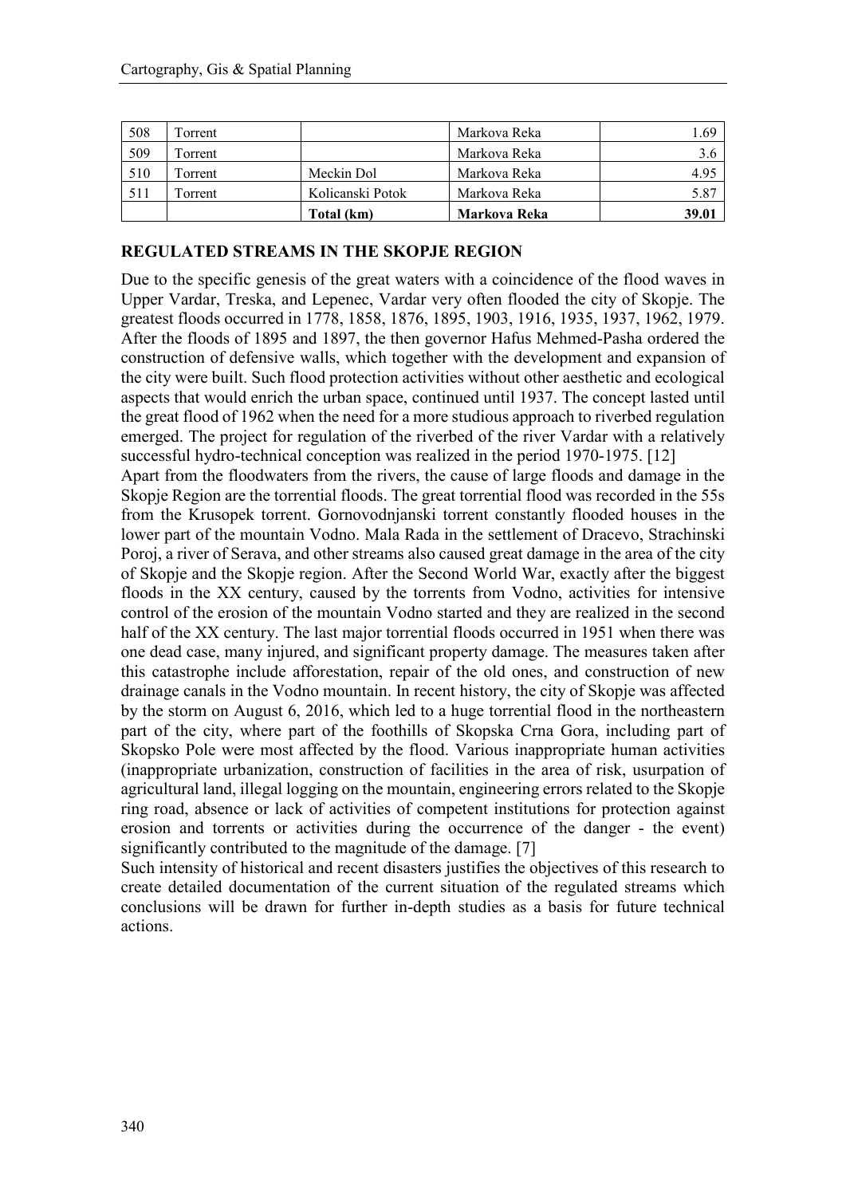| 508 | Torrent | | Markova Reka | 1.69 |
|---|---|---|---|---|
| 509 | Torrent | | Markova Reka | 3.6 |
| 510 | Torrent | Meckin Dol | Markova Reka | 4.95 |
| 511 | Torrent | Kolicanski Potok | Markova Reka | 5.87 |
| | | **Total (km)** | **Markova Reka** | **39.01** |

## REGULATED STREAMS IN THE SKOPJE REGION

Due to the specific genesis of the great waters with a coincidence of the flood waves in Upper Vardar, Treska, and Lepenec, Vardar very often flooded the city of Skopje. The greatest floods occurred in 1778, 1858, 1876, 1895, 1903, 1916, 1935, 1937, 1962, 1979. After the floods of 1895 and 1897, the then governor Hafus Mehmed-Pasha ordered the construction of defensive walls, which together with the development and expansion of the city were built. Such flood protection activities without other aesthetic and ecological aspects that would enrich the urban space, continued until 1937. The concept lasted until the great flood of 1962 when the need for a more studious approach to riverbed regulation emerged. The project for regulation of the riverbed of the river Vardar with a relatively successful hydro-technical conception was realized in the period 1970-1975. [12]

Apart from the floodwaters from the rivers, the cause of large floods and damage in the Skopje Region are the torrential floods. The great torrential flood was recorded in the 55s from the Krusopek torrent. Gornovodnjanski torrent constantly flooded houses in the lower part of the mountain Vodno. Mala Rada in the settlement of Dracevo, Strachinski Poroj, a river of Serava, and other streams also caused great damage in the area of the city of Skopje and the Skopje region. After the Second World War, exactly after the biggest floods in the XX century, caused by the torrents from Vodno, activities for intensive control of the erosion of the mountain Vodno started and they are realized in the second half of the XX century. The last major torrential floods occurred in 1951 when there was one dead case, many injured, and significant property damage. The measures taken after this catastrophe include afforestation, repair of the old ones, and construction of new drainage canals in the Vodno mountain. In recent history, the city of Skopje was affected by the storm on August 6, 2016, which led to a huge torrential flood in the northeastern part of the city, where part of the foothills of Skopska Crna Gora, including part of Skopsko Pole were most affected by the flood. Various inappropriate human activities (inappropriate urbanization, construction of facilities in the area of risk, usurpation of agricultural land, illegal logging on the mountain, engineering errors related to the Skopje ring road, absence or lack of activities of competent institutions for protection against erosion and torrents or activities during the occurrence of the danger - the event) significantly contributed to the magnitude of the damage. [7]

Such intensity of historical and recent disasters justifies the objectives of this research to create detailed documentation of the current situation of the regulated streams which conclusions will be drawn for further in-depth studies as a basis for future technical actions.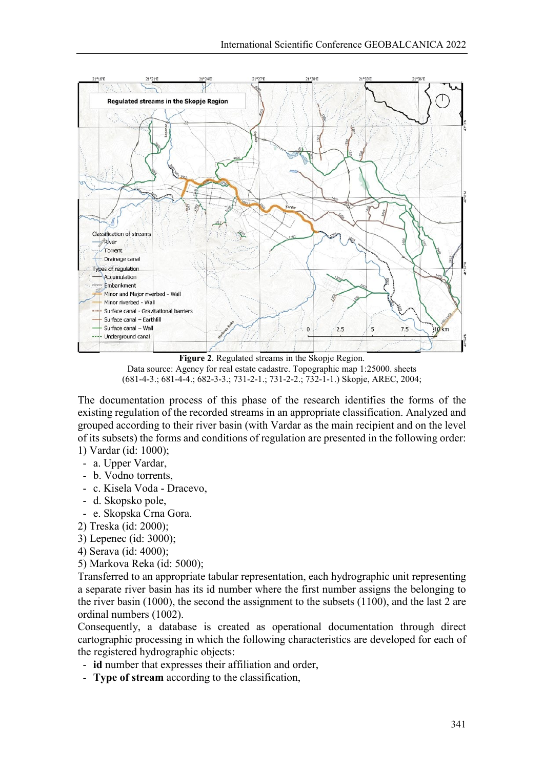**Figure 2**. Regulated streams in the Skopje Region.
Data source: Agency for real estate cadastre. Topographic map 1:25000. sheets (681-4-3.; 681-4-4.; 682-3-3.; 731-2-1.; 731-2-2.; 732-1-1.) Skopje, AREC, 2004;

The documentation process of this phase of the research identifies the forms of the existing regulation of the recorded streams in an appropriate classification. Analyzed and grouped according to their river basin (with Vardar as the main recipient and on the level of its subsets) the forms and conditions of regulation are presented in the following order:

1) Vardar (id: 1000);
  - a. Upper Vardar,
  - b. Vodno torrents,
  - c. Kisela Voda - Dracevo,
  - d. Skopsko pole,
  - e. Skopska Crna Gora.
2) Treska (id: 2000);
3) Lepenec (id: 3000);
4) Serava (id: 4000);
5) Markova Reka (id: 5000);

Transferred to an appropriate tabular representation, each hydrographic unit representing a separate river basin has its id number where the first number assigns the belonging to the river basin (1000), the second the assignment to the subsets (1100), and the last 2 are ordinal numbers (1002).

Consequently, a database is created as operational documentation through direct cartographic processing in which the following characteristics are developed for each of the registered hydrographic objects:

- **id** number that expresses their affiliation and order,
- **Type of stream** according to the classification,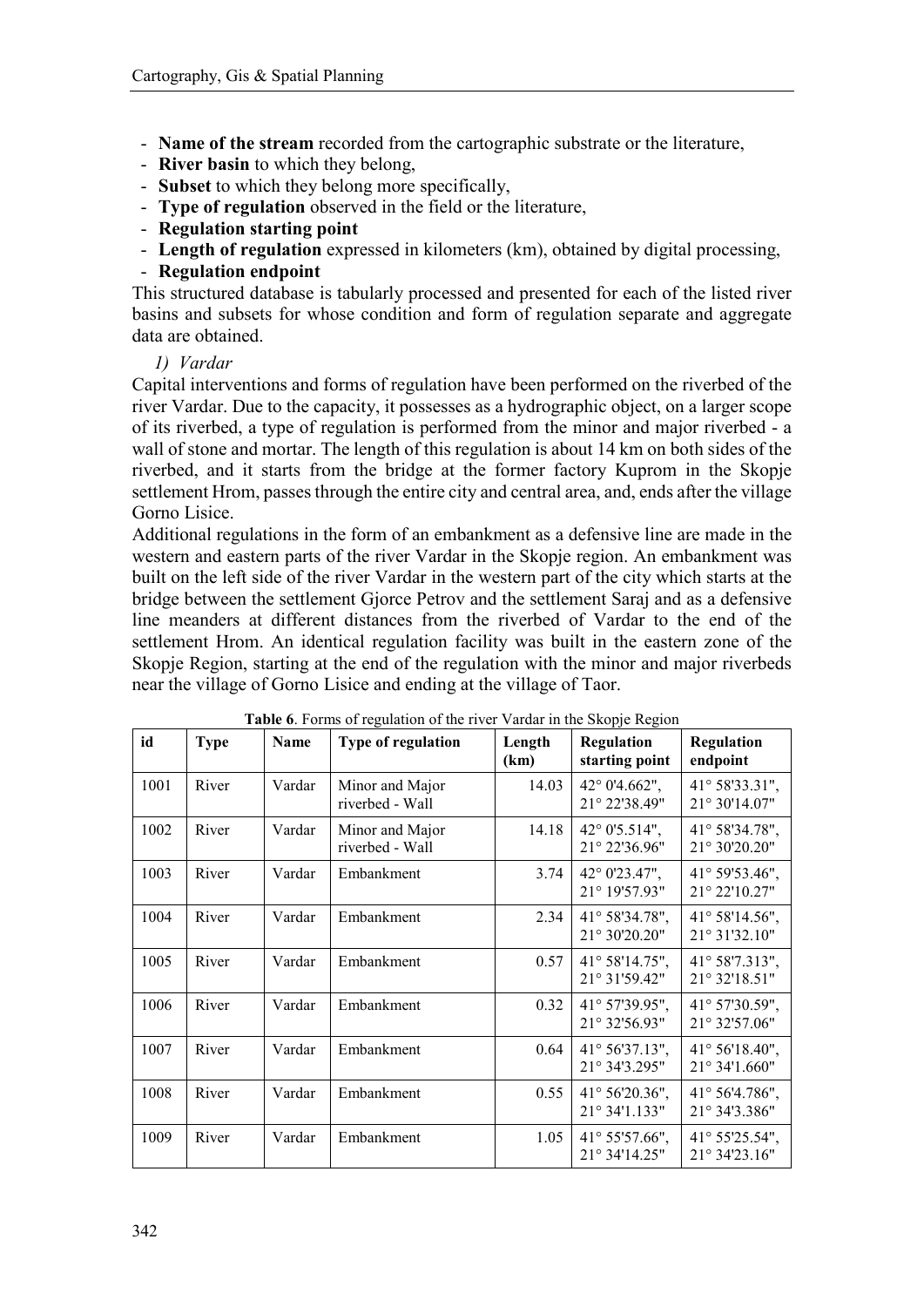- **Name of the stream** recorded from the cartographic substrate or the literature,
- **River basin** to which they belong,
- **Subset** to which they belong more specifically,
- **Type of regulation** observed in the field or the literature,
- **Regulation starting point**
- **Length of regulation** expressed in kilometers (km), obtained by digital processing,
- **Regulation endpoint**

This structured database is tabularly processed and presented for each of the listed river basins and subsets for whose condition and form of regulation separate and aggregate data are obtained.

*1) Vardar*

Capital interventions and forms of regulation have been performed on the riverbed of the river Vardar. Due to the capacity, it possesses as a hydrographic object, on a larger scope of its riverbed, a type of regulation is performed from the minor and major riverbed - a wall of stone and mortar. The length of this regulation is about 14 km on both sides of the riverbed, and it starts from the bridge at the former factory Kuprom in the Skopje settlement Hrom, passes through the entire city and central area, and, ends after the village Gorno Lisice.

Additional regulations in the form of an embankment as a defensive line are made in the western and eastern parts of the river Vardar in the Skopje region. An embankment was built on the left side of the river Vardar in the western part of the city which starts at the bridge between the settlement Gjorce Petrov and the settlement Saraj and as a defensive line meanders at different distances from the riverbed of Vardar to the end of the settlement Hrom. An identical regulation facility was built in the eastern zone of the Skopje Region, starting at the end of the regulation with the minor and major riverbeds near the village of Gorno Lisice and ending at the village of Taor.

**Table 6**. Forms of regulation of the river Vardar in the Skopje Region

| id | Type | Name | Type of regulation | Length (km) | Regulation starting point | Regulation endpoint |
|---|---|---|---|---|---|---|
| 1001 | River | Vardar | Minor and Major riverbed - Wall | 14.03 | 42° 0'4.662", 21° 22'38.49" | 41° 58'33.31", 21° 30'14.07" |
| 1002 | River | Vardar | Minor and Major riverbed - Wall | 14.18 | 42° 0'5.514", 21° 22'36.96" | 41° 58'34.78", 21° 30'20.20" |
| 1003 | River | Vardar | Embankment | 3.74 | 42° 0'23.47", 21° 19'57.93" | 41° 59'53.46", 21° 22'10.27" |
| 1004 | River | Vardar | Embankment | 2.34 | 41° 58'34.78", 21° 30'20.20" | 41° 58'14.56", 21° 31'32.10" |
| 1005 | River | Vardar | Embankment | 0.57 | 41° 58'14.75", 21° 31'59.42" | 41° 58'7.313", 21° 32'18.51" |
| 1006 | River | Vardar | Embankment | 0.32 | 41° 57'39.95", 21° 32'56.93" | 41° 57'30.59", 21° 32'57.06" |
| 1007 | River | Vardar | Embankment | 0.64 | 41° 56'37.13", 21° 34'3.295" | 41° 56'18.40", 21° 34'1.660" |
| 1008 | River | Vardar | Embankment | 0.55 | 41° 56'20.36", 21° 34'1.133" | 41° 56'4.786", 21° 34'3.386" |
| 1009 | River | Vardar | Embankment | 1.05 | 41° 55'57.66", 21° 34'14.25" | 41° 55'25.54", 21° 34'23.16" |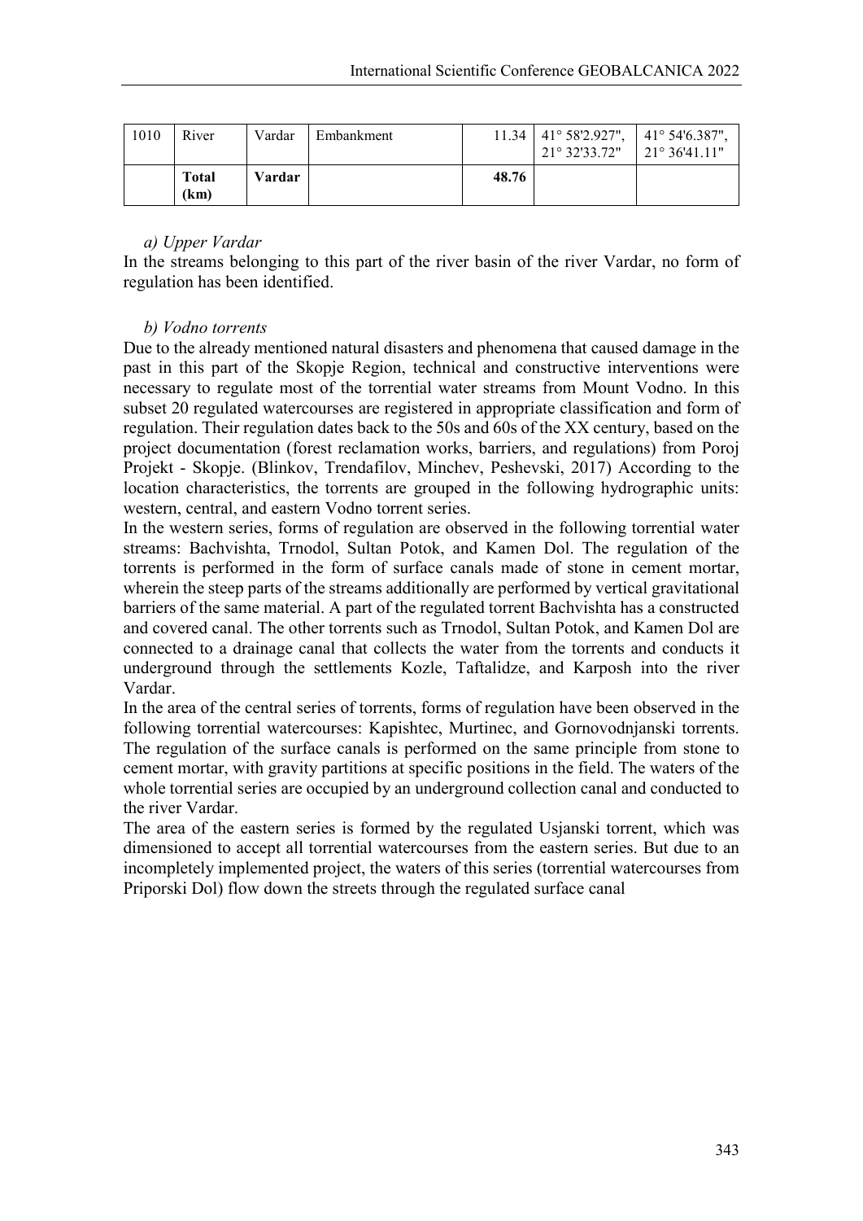| 1010 | River | Vardar | Embankment | 11.34 | 41° 58'2.927", 21° 32'33.72" | 41° 54'6.387", 21° 36'41.11" |
|---|---|---|---|---|---|---|
| | **Total (km)** | **Vardar** | | **48.76** | | |

*a) Upper Vardar*

In the streams belonging to this part of the river basin of the river Vardar, no form of regulation has been identified.

*b) Vodno torrents*

Due to the already mentioned natural disasters and phenomena that caused damage in the past in this part of the Skopje Region, technical and constructive interventions were necessary to regulate most of the torrential water streams from Mount Vodno. In this subset 20 regulated watercourses are registered in appropriate classification and form of regulation. Their regulation dates back to the 50s and 60s of the XX century, based on the project documentation (forest reclamation works, barriers, and regulations) from Poroj Projekt - Skopje. (Blinkov, Trendafilov, Minchev, Peshevski, 2017) According to the location characteristics, the torrents are grouped in the following hydrographic units: western, central, and eastern Vodno torrent series.

In the western series, forms of regulation are observed in the following torrential water streams: Bachvishta, Trnodol, Sultan Potok, and Kamen Dol. The regulation of the torrents is performed in the form of surface canals made of stone in cement mortar, wherein the steep parts of the streams additionally are performed by vertical gravitational barriers of the same material. A part of the regulated torrent Bachvishta has a constructed and covered canal. The other torrents such as Trnodol, Sultan Potok, and Kamen Dol are connected to a drainage canal that collects the water from the torrents and conducts it underground through the settlements Kozle, Taftalidze, and Karposh into the river Vardar.

In the area of the central series of torrents, forms of regulation have been observed in the following torrential watercourses: Kapishtec, Murtinec, and Gornovodnjanski torrents. The regulation of the surface canals is performed on the same principle from stone to cement mortar, with gravity partitions at specific positions in the field. The waters of the whole torrential series are occupied by an underground collection canal and conducted to the river Vardar.

The area of the eastern series is formed by the regulated Usjanski torrent, which was dimensioned to accept all torrential watercourses from the eastern series. But due to an incompletely implemented project, the waters of this series (torrential watercourses from Priporski Dol) flow down the streets through the regulated surface canal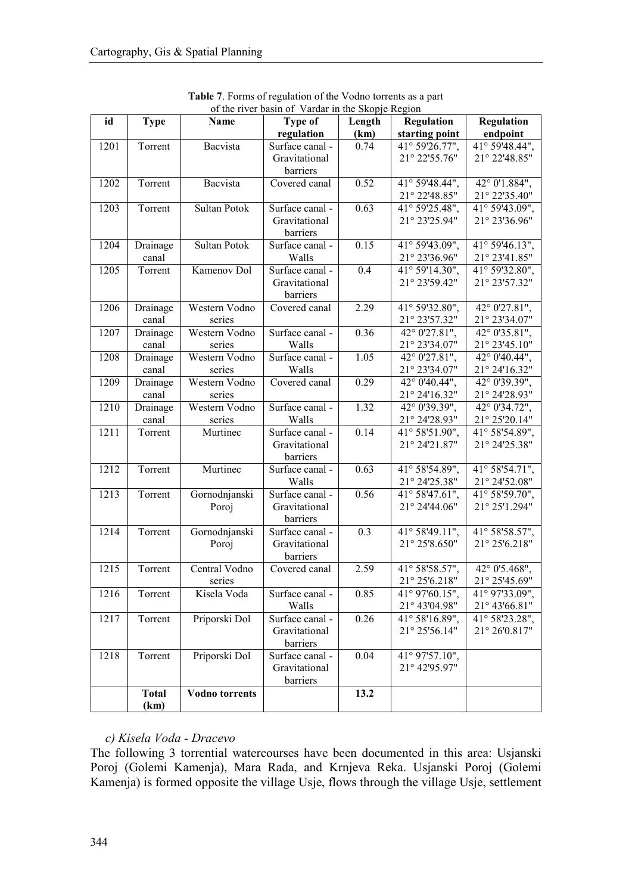**Table 7**. Forms of regulation of the Vodno torrents as a part of the river basin of Vardar in the Skopje Region

| id | Type | Name | Type of regulation | Length (km) | Regulation starting point | Regulation endpoint |
|---|---|---|---|---|---|---|
| 1201 | Torrent | Bacvista | Surface canal - Gravitational barriers | 0.74 | 41° 59'26.77", 21° 22'55.76" | 41° 59'48.44", 21° 22'48.85" |
| 1202 | Torrent | Bacvista | Covered canal | 0.52 | 41° 59'48.44", 21° 22'48.85" | 42° 0'1.884", 21° 22'35.40" |
| 1203 | Torrent | Sultan Potok | Surface canal - Gravitational barriers | 0.63 | 41° 59'25.48", 21° 23'25.94" | 41° 59'43.09", 21° 23'36.96" |
| 1204 | Drainage canal | Sultan Potok | Surface canal - Walls | 0.15 | 41° 59'43.09", 21° 23'36.96" | 41° 59'46.13", 21° 23'41.85" |
| 1205 | Torrent | Kamenov Dol | Surface canal - Gravitational barriers | 0.4 | 41° 59'14.30", 21° 23'59.42" | 41° 59'32.80", 21° 23'57.32" |
| 1206 | Drainage canal | Western Vodno series | Covered canal | 2.29 | 41° 59'32.80", 21° 23'57.32" | 42° 0'27.81", 21° 23'34.07" |
| 1207 | Drainage canal | Western Vodno series | Surface canal - Walls | 0.36 | 42° 0'27.81", 21° 23'34.07" | 42° 0'35.81", 21° 23'45.10" |
| 1208 | Drainage canal | Western Vodno series | Surface canal - Walls | 1.05 | 42° 0'27.81", 21° 23'34.07" | 42° 0'40.44", 21° 24'16.32" |
| 1209 | Drainage canal | Western Vodno series | Covered canal | 0.29 | 42° 0'40.44", 21° 24'16.32" | 42° 0'39.39", 21° 24'28.93" |
| 1210 | Drainage canal | Western Vodno series | Surface canal - Walls | 1.32 | 42° 0'39.39", 21° 24'28.93" | 42° 0'34.72", 21° 25'20.14" |
| 1211 | Torrent | Murtinec | Surface canal - Gravitational barriers | 0.14 | 41° 58'51.90", 21° 24'21.87" | 41° 58'54.89", 21° 24'25.38" |
| 1212 | Torrent | Murtinec | Surface canal - Walls | 0.63 | 41° 58'54.89", 21° 24'25.38" | 41° 58'54.71", 21° 24'52.08" |
| 1213 | Torrent | Gornodnjanski Poroj | Surface canal - Gravitational barriers | 0.56 | 41° 58'47.61", 21° 24'44.06" | 41° 58'59.70", 21° 25'1.294" |
| 1214 | Torrent | Gornodnjanski Poroj | Surface canal - Gravitational barriers | 0.3 | 41° 58'49.11", 21° 25'8.650" | 41° 58'58.57", 21° 25'6.218" |
| 1215 | Torrent | Central Vodno series | Covered canal | 2.59 | 41° 58'58.57", 21° 25'6.218" | 42° 0'5.468", 21° 25'45.69" |
| 1216 | Torrent | Kisela Voda | Surface canal - Walls | 0.85 | 41° 97'60.15", 21° 43'04.98" | 41° 97'33.09", 21° 43'66.81" |
| 1217 | Torrent | Priporski Dol | Surface canal - Gravitational barriers | 0.26 | 41° 58'16.89", 21° 25'56.14" | 41° 58'23.28", 21° 26'0.817" |
| 1218 | Torrent | Priporski Dol | Surface canal - Gravitational barriers | 0.04 | 41° 97'57.10", 21° 42'95.97" | |
| | **Total (km)** | **Vodno torrents** | | **13.2** | | |

*c) Kisela Voda - Dracevo*

The following 3 torrential watercourses have been documented in this area: Usjanski Poroj (Golemi Kamenja), Mara Rada, and Krnjeva Reka. Usjanski Poroj (Golemi Kamenja) is formed opposite the village Usje, flows through the village Usje, settlement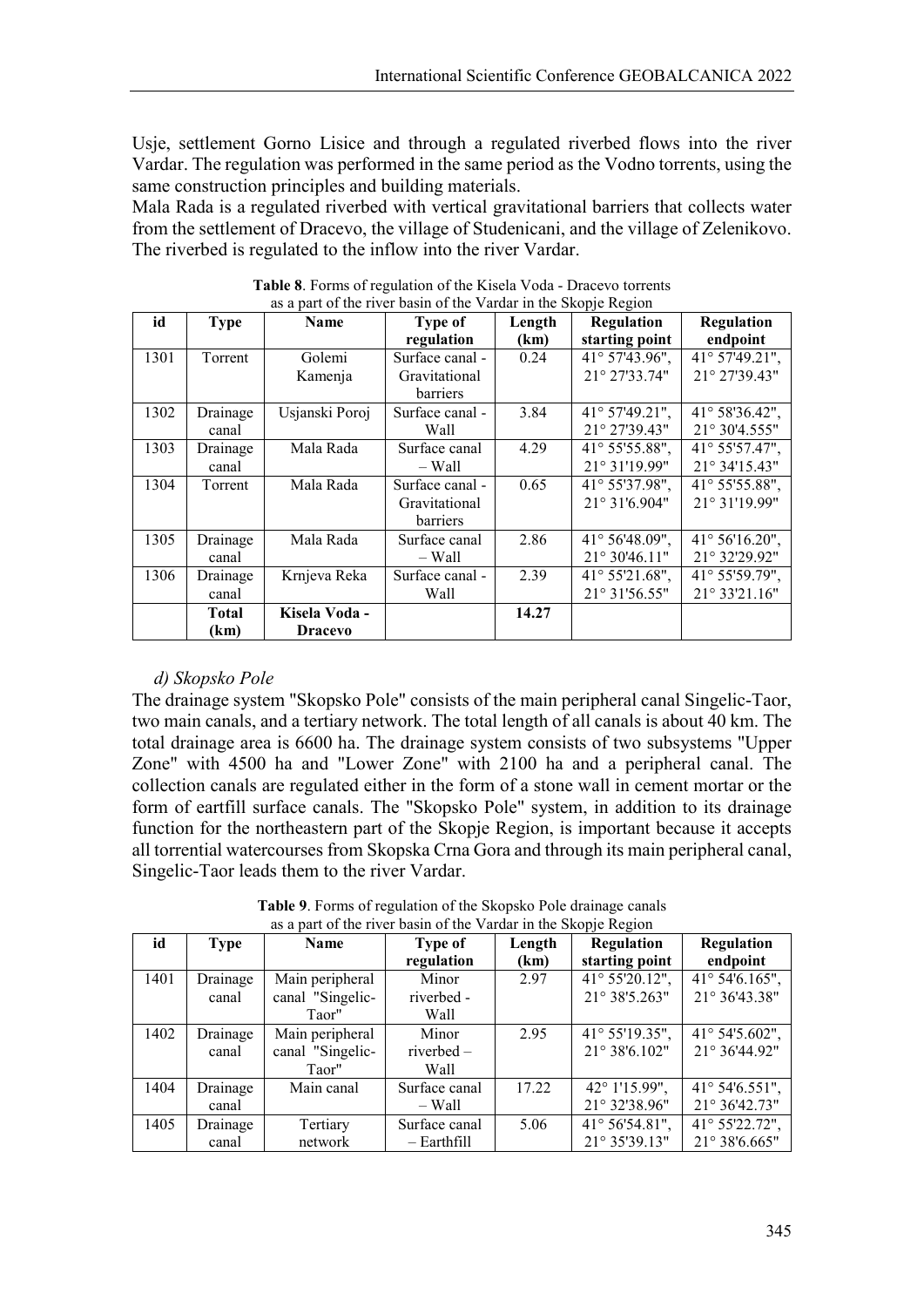Usje, settlement Gorno Lisice and through a regulated riverbed flows into the river Vardar. The regulation was performed in the same period as the Vodno torrents, using the same construction principles and building materials.

Mala Rada is a regulated riverbed with vertical gravitational barriers that collects water from the settlement of Dracevo, the village of Studenicani, and the village of Zelenikovo. The riverbed is regulated to the inflow into the river Vardar.

**Table 8**. Forms of regulation of the Kisela Voda - Dracevo torrents as a part of the river basin of the Vardar in the Skopje Region

| id | Type | Name | Type of regulation | Length (km) | Regulation starting point | Regulation endpoint |
|---|---|---|---|---|---|---|
| 1301 | Torrent | Golemi Kamenja | Surface canal - Gravitational barriers | 0.24 | 41° 57'43.96", 21° 27'33.74" | 41° 57'49.21", 21° 27'39.43" |
| 1302 | Drainage canal | Usjanski Poroj | Surface canal - Wall | 3.84 | 41° 57'49.21", 21° 27'39.43" | 41° 58'36.42", 21° 30'4.555" |
| 1303 | Drainage canal | Mala Rada | Surface canal – Wall | 4.29 | 41° 55'55.88", 21° 31'19.99" | 41° 55'57.47", 21° 34'15.43" |
| 1304 | Torrent | Mala Rada | Surface canal - Gravitational barriers | 0.65 | 41° 55'37.98", 21° 31'6.904" | 41° 55'55.88", 21° 31'19.99" |
| 1305 | Drainage canal | Mala Rada | Surface canal – Wall | 2.86 | 41° 56'48.09", 21° 30'46.11" | 41° 56'16.20", 21° 32'29.92" |
| 1306 | Drainage canal | Krnjeva Reka | Surface canal - Wall | 2.39 | 41° 55'21.68", 21° 31'56.55" | 41° 55'59.79", 21° 33'21.16" |
| | **Total (km)** | **Kisela Voda - Dracevo** | | **14.27** | | |

*d) Skopsko Pole*

The drainage system "Skopsko Pole" consists of the main peripheral canal Singelic-Taor, two main canals, and a tertiary network. The total length of all canals is about 40 km. The total drainage area is 6600 ha. The drainage system consists of two subsystems "Upper Zone" with 4500 ha and "Lower Zone" with 2100 ha and a peripheral canal. The collection canals are regulated either in the form of a stone wall in cement mortar or the form of eartfill surface canals. The "Skopsko Pole" system, in addition to its drainage function for the northeastern part of the Skopje Region, is important because it accepts all torrential watercourses from Skopska Crna Gora and through its main peripheral canal, Singelic-Taor leads them to the river Vardar.

**Table 9**. Forms of regulation of the Skopsko Pole drainage canals as a part of the river basin of the Vardar in the Skopje Region

| id | Type | Name | Type of regulation | Length (km) | Regulation starting point | Regulation endpoint |
|---|---|---|---|---|---|---|
| 1401 | Drainage canal | Main peripheral canal "Singelic-Taor" | Minor riverbed - Wall | 2.97 | 41° 55'20.12", 21° 38'5.263" | 41° 54'6.165", 21° 36'43.38" |
| 1402 | Drainage canal | Main peripheral canal "Singelic-Taor" | Minor riverbed – Wall | 2.95 | 41° 55'19.35", 21° 38'6.102" | 41° 54'5.602", 21° 36'44.92" |
| 1404 | Drainage canal | Main canal | Surface canal – Wall | 17.22 | 42° 1'15.99", 21° 32'38.96" | 41° 54'6.551", 21° 36'42.73" |
| 1405 | Drainage canal | Tertiary network | Surface canal – Earthfill | 5.06 | 41° 56'54.81", 21° 35'39.13" | 41° 55'22.72", 21° 38'6.665" |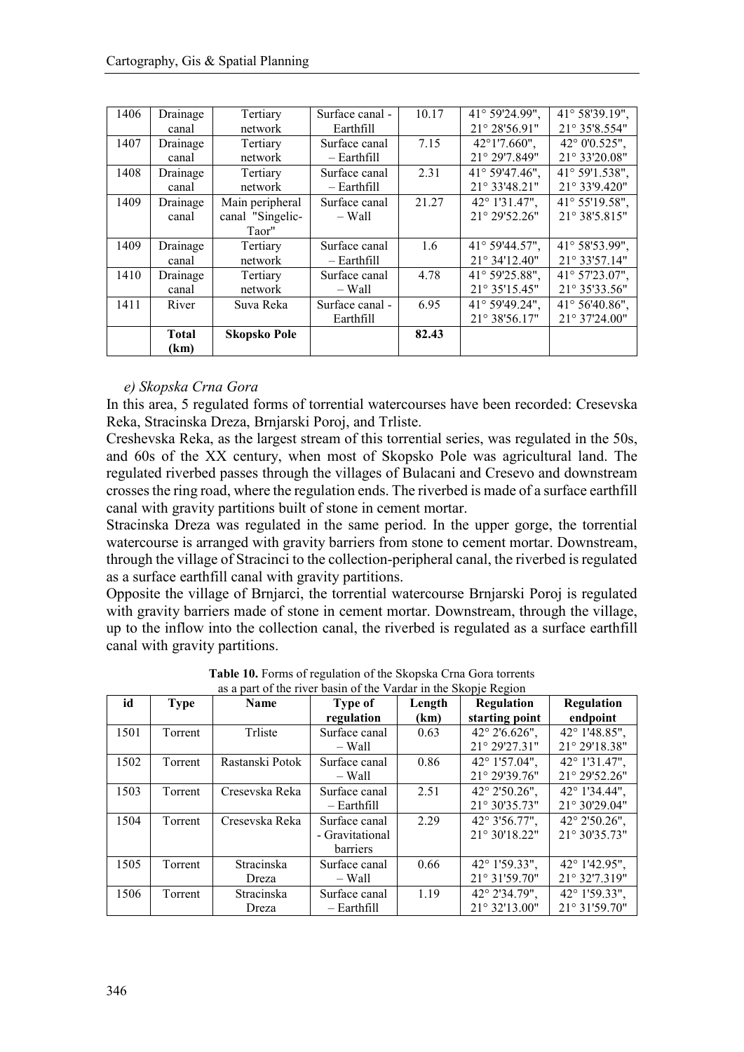| 1406 | Drainage canal | Tertiary network | Surface canal - Earthfill | 10.17 | 41° 59'24.99", 21° 28'56.91" | 41° 58'39.19", 21° 35'8.554" |
|---|---|---|---|---|---|---|
| 1407 | Drainage canal | Tertiary network | Surface canal – Earthfill | 7.15 | 42°1'7.660", 21° 29'7.849" | 42° 0'0.525", 21° 33'20.08" |
| 1408 | Drainage canal | Tertiary network | Surface canal – Earthfill | 2.31 | 41° 59'47.46", 21° 33'48.21" | 41° 59'1.538", 21° 33'9.420" |
| 1409 | Drainage canal | Main peripheral canal "Singelic-Taor" | Surface canal – Wall | 21.27 | 42° 1'31.47", 21° 29'52.26" | 41° 55'19.58", 21° 38'5.815" |
| 1409 | Drainage canal | Tertiary network | Surface canal – Earthfill | 1.6 | 41° 59'44.57", 21° 34'12.40" | 41° 58'53.99", 21° 33'57.14" |
| 1410 | Drainage canal | Tertiary network | Surface canal – Wall | 4.78 | 41° 59'25.88", 21° 35'15.45" | 41° 57'23.07", 21° 35'33.56" |
| 1411 | River | Suva Reka | Surface canal - Earthfill | 6.95 | 41° 59'49.24", 21° 38'56.17" | 41° 56'40.86", 21° 37'24.00" |
| | **Total (km)** | **Skopsko Pole** | | **82.43** | | |

*e) Skopska Crna Gora*

In this area, 5 regulated forms of torrential watercourses have been recorded: Cresevska Reka, Stracinska Dreza, Brnjarski Poroj, and Trliste.

Creshevska Reka, as the largest stream of this torrential series, was regulated in the 50s, and 60s of the XX century, when most of Skopsko Pole was agricultural land. The regulated riverbed passes through the villages of Bulacani and Cresevo and downstream crosses the ring road, where the regulation ends. The riverbed is made of a surface earthfill canal with gravity partitions built of stone in cement mortar.

Stracinska Dreza was regulated in the same period. In the upper gorge, the torrential watercourse is arranged with gravity barriers from stone to cement mortar. Downstream, through the village of Stracinci to the collection-peripheral canal, the riverbed is regulated as a surface earthfill canal with gravity partitions.

Opposite the village of Brnjarci, the torrential watercourse Brnjarski Poroj is regulated with gravity barriers made of stone in cement mortar. Downstream, through the village, up to the inflow into the collection canal, the riverbed is regulated as a surface earthfill canal with gravity partitions.

**Table 10.** Forms of regulation of the Skopska Crna Gora torrents as a part of the river basin of the Vardar in the Skopje Region

| id | Type | Name | Type of regulation | Length (km) | Regulation starting point | Regulation endpoint |
|---|---|---|---|---|---|---|
| 1501 | Torrent | Trliste | Surface canal – Wall | 0.63 | 42° 2'6.626", 21° 29'27.31" | 42° 1'48.85", 21° 29'18.38" |
| 1502 | Torrent | Rastanski Potok | Surface canal – Wall | 0.86 | 42° 1'57.04", 21° 29'39.76" | 42° 1'31.47", 21° 29'52.26" |
| 1503 | Torrent | Cresevska Reka | Surface canal – Earthfill | 2.51 | 42° 2'50.26", 21° 30'35.73" | 42° 1'34.44", 21° 30'29.04" |
| 1504 | Torrent | Cresevska Reka | Surface canal - Gravitational barriers | 2.29 | 42° 3'56.77", 21° 30'18.22" | 42° 2'50.26", 21° 30'35.73" |
| 1505 | Torrent | Stracinska Dreza | Surface canal – Wall | 0.66 | 42° 1'59.33", 21° 31'59.70" | 42° 1'42.95", 21° 32'7.319" |
| 1506 | Torrent | Stracinska Dreza | Surface canal – Earthfill | 1.19 | 42° 2'34.79", 21° 32'13.00" | 42° 1'59.33", 21° 31'59.70" |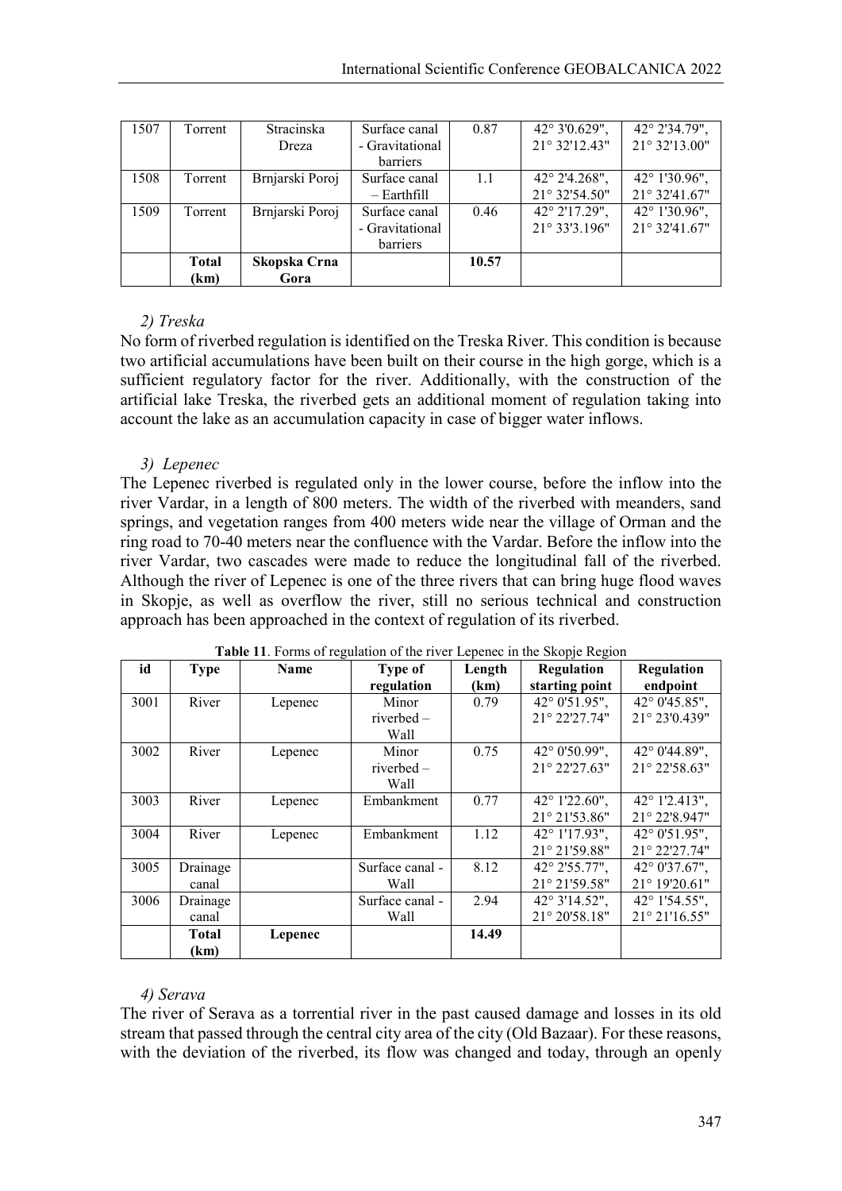| 1507 | Torrent | Stracinska Dreza | Surface canal - Gravitational barriers | 0.87 | 42° 3'0.629", 21° 32'12.43" | 42° 2'34.79", 21° 32'13.00" |
|---|---|---|---|---|---|---|
| 1508 | Torrent | Brnjarski Poroj | Surface canal – Earthfill | 1.1 | 42° 2'4.268", 21° 32'54.50" | 42° 1'30.96", 21° 32'41.67" |
| 1509 | Torrent | Brnjarski Poroj | Surface canal - Gravitational barriers | 0.46 | 42° 2'17.29", 21° 33'3.196" | 42° 1'30.96", 21° 32'41.67" |
| | **Total (km)** | **Skopska Crna Gora** | | **10.57** | | |

*2) Treska*

No form of riverbed regulation is identified on the Treska River. This condition is because two artificial accumulations have been built on their course in the high gorge, which is a sufficient regulatory factor for the river. Additionally, with the construction of the artificial lake Treska, the riverbed gets an additional moment of regulation taking into account the lake as an accumulation capacity in case of bigger water inflows.

*3) Lepenec*

The Lepenec riverbed is regulated only in the lower course, before the inflow into the river Vardar, in a length of 800 meters. The width of the riverbed with meanders, sand springs, and vegetation ranges from 400 meters wide near the village of Orman and the ring road to 70-40 meters near the confluence with the Vardar. Before the inflow into the river Vardar, two cascades were made to reduce the longitudinal fall of the riverbed. Although the river of Lepenec is one of the three rivers that can bring huge flood waves in Skopje, as well as overflow the river, still no serious technical and construction approach has been approached in the context of regulation of its riverbed.

**Table 11**. Forms of regulation of the river Lepenec in the Skopje Region

| id | Type | Name | Type of regulation | Length (km) | Regulation starting point | Regulation endpoint |
|---|---|---|---|---|---|---|
| 3001 | River | Lepenec | Minor riverbed – Wall | 0.79 | 42° 0'51.95", 21° 22'27.74" | 42° 0'45.85", 21° 23'0.439" |
| 3002 | River | Lepenec | Minor riverbed – Wall | 0.75 | 42° 0'50.99", 21° 22'27.63" | 42° 0'44.89", 21° 22'58.63" |
| 3003 | River | Lepenec | Embankment | 0.77 | 42° 1'22.60", 21° 21'53.86" | 42° 1'2.413", 21° 22'8.947" |
| 3004 | River | Lepenec | Embankment | 1.12 | 42° 1'17.93", 21° 21'59.88" | 42° 0'51.95", 21° 22'27.74" |
| 3005 | Drainage canal | | Surface canal - Wall | 8.12 | 42° 2'55.77", 21° 21'59.58" | 42° 0'37.67", 21° 19'20.61" |
| 3006 | Drainage canal | | Surface canal - Wall | 2.94 | 42° 3'14.52", 21° 20'58.18" | 42° 1'54.55", 21° 21'16.55" |
| | **Total (km)** | **Lepenec** | | **14.49** | | |

*4) Serava*

The river of Serava as a torrential river in the past caused damage and losses in its old stream that passed through the central city area of the city (Old Bazaar). For these reasons, with the deviation of the riverbed, its flow was changed and today, through an openly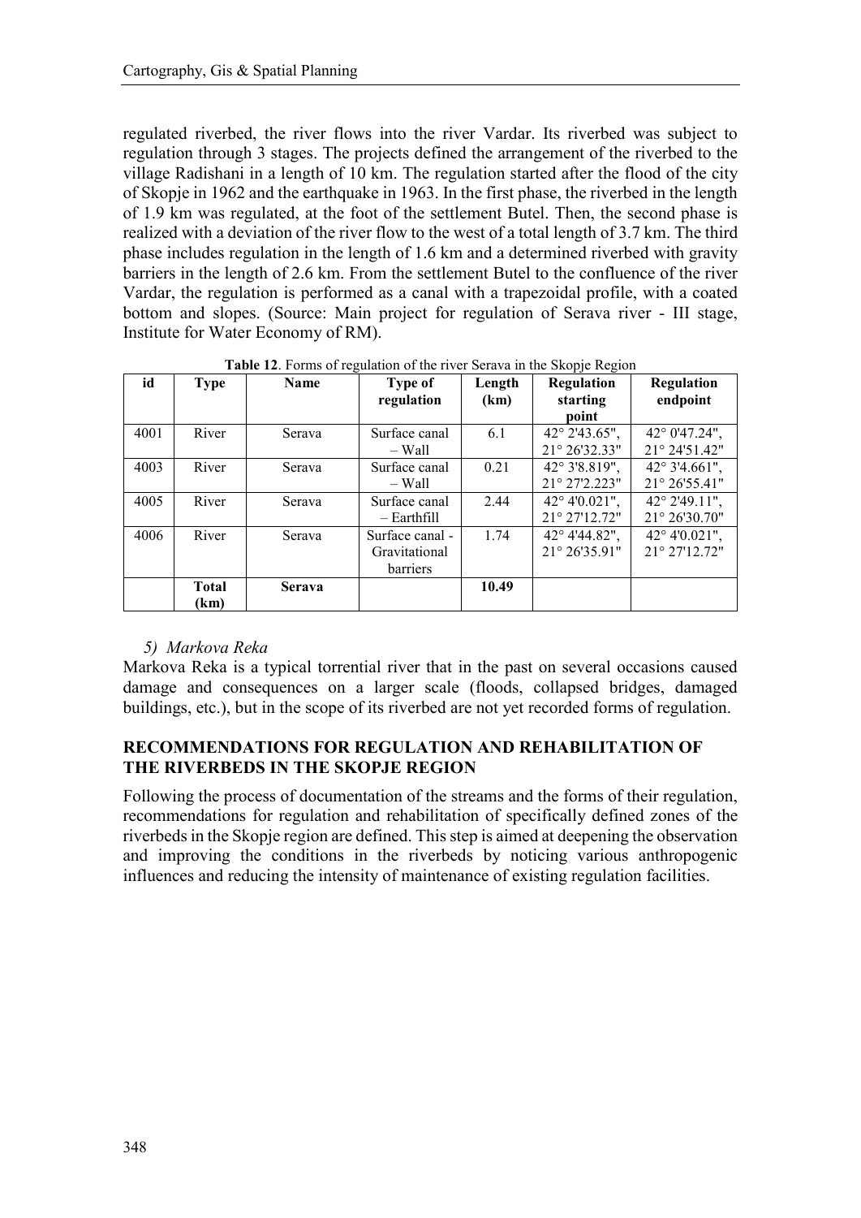regulated riverbed, the river flows into the river Vardar. Its riverbed was subject to regulation through 3 stages. The projects defined the arrangement of the riverbed to the village Radishani in a length of 10 km. The regulation started after the flood of the city of Skopje in 1962 and the earthquake in 1963. In the first phase, the riverbed in the length of 1.9 km was regulated, at the foot of the settlement Butel. Then, the second phase is realized with a deviation of the river flow to the west of a total length of 3.7 km. The third phase includes regulation in the length of 1.6 km and a determined riverbed with gravity barriers in the length of 2.6 km. From the settlement Butel to the confluence of the river Vardar, the regulation is performed as a canal with a trapezoidal profile, with a coated bottom and slopes. (Source: Main project for regulation of Serava river - III stage, Institute for Water Economy of RM).

**Table 12**. Forms of regulation of the river Serava in the Skopje Region

| id | Type | Name | Type of regulation | Length (km) | Regulation starting point | Regulation endpoint |
|---|---|---|---|---|---|---|
| 4001 | River | Serava | Surface canal – Wall | 6.1 | 42° 2'43.65", 21° 26'32.33" | 42° 0'47.24", 21° 24'51.42" |
| 4003 | River | Serava | Surface canal – Wall | 0.21 | 42° 3'8.819", 21° 27'2.223" | 42° 3'4.661", 21° 26'55.41" |
| 4005 | River | Serava | Surface canal – Earthfill | 2.44 | 42° 4'0.021", 21° 27'12.72" | 42° 2'49.11", 21° 26'30.70" |
| 4006 | River | Serava | Surface canal - Gravitational barriers | 1.74 | 42° 4'44.82", 21° 26'35.91" | 42° 4'0.021", 21° 27'12.72" |
| | **Total (km)** | **Serava** | | **10.49** | | |

*5) Markova Reka*

Markova Reka is a typical torrential river that in the past on several occasions caused damage and consequences on a larger scale (floods, collapsed bridges, damaged buildings, etc.), but in the scope of its riverbed are not yet recorded forms of regulation.

## RECOMMENDATIONS FOR REGULATION AND REHABILITATION OF THE RIVERBEDS IN THE SKOPJE REGION

Following the process of documentation of the streams and the forms of their regulation, recommendations for regulation and rehabilitation of specifically defined zones of the riverbeds in the Skopje region are defined. This step is aimed at deepening the observation and improving the conditions in the riverbeds by noticing various anthropogenic influences and reducing the intensity of maintenance of existing regulation facilities.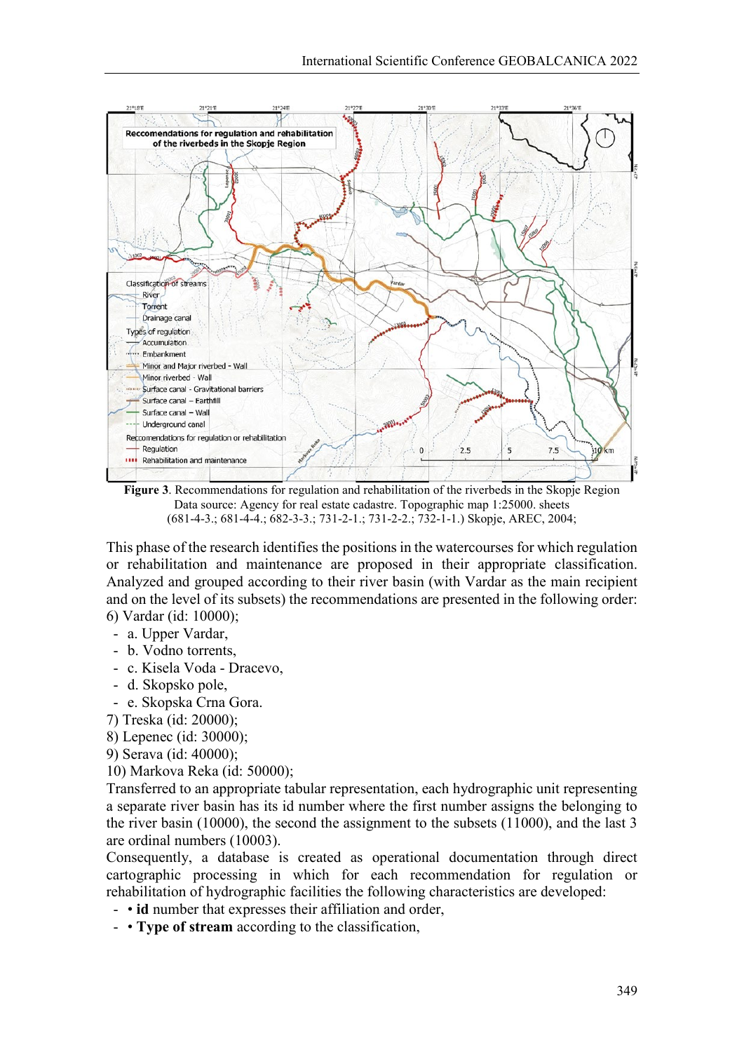**Figure 3**. Recommendations for regulation and rehabilitation of the riverbeds in the Skopje Region
Data source: Agency for real estate cadastre. Topographic map 1:25000. sheets (681-4-3.; 681-4-4.; 682-3-3.; 731-2-1.; 731-2-2.; 732-1-1.) Skopje, AREC, 2004;

This phase of the research identifies the positions in the watercourses for which regulation or rehabilitation and maintenance are proposed in their appropriate classification. Analyzed and grouped according to their river basin (with Vardar as the main recipient and on the level of its subsets) the recommendations are presented in the following order:

6) Vardar (id: 10000);
- a. Upper Vardar,
- b. Vodno torrents,
- c. Kisela Voda - Dracevo,
- d. Skopsko pole,
- e. Skopska Crna Gora.

7) Treska (id: 20000);
8) Lepenec (id: 30000);
9) Serava (id: 40000);
10) Markova Reka (id: 50000);

Transferred to an appropriate tabular representation, each hydrographic unit representing a separate river basin has its id number where the first number assigns the belonging to the river basin (10000), the second the assignment to the subsets (11000), and the last 3 are ordinal numbers (10003).

Consequently, a database is created as operational documentation through direct cartographic processing in which for each recommendation for regulation or rehabilitation of hydrographic facilities the following characteristics are developed:

- • **id** number that expresses their affiliation and order,
- • **Type of stream** according to the classification,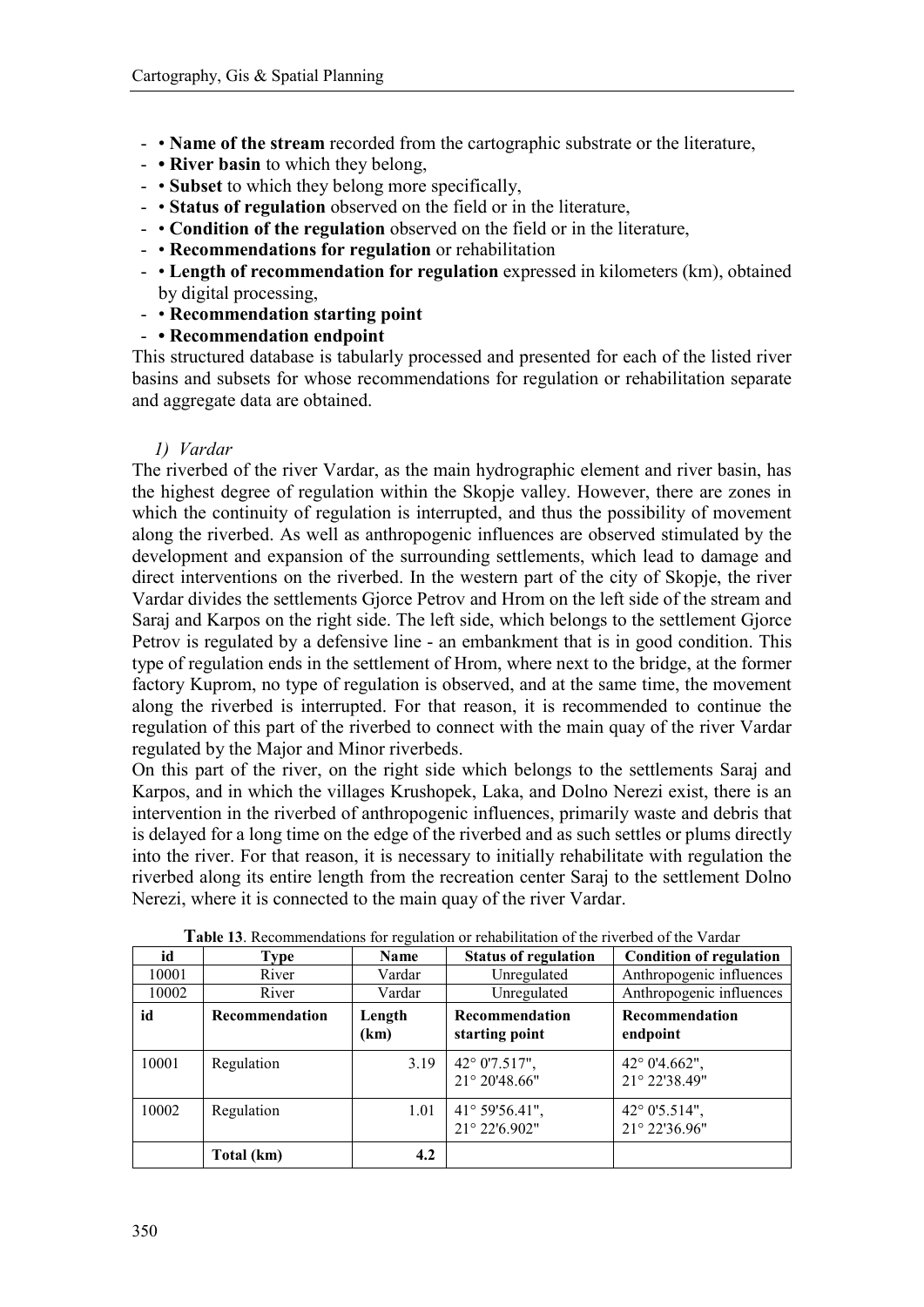- • **Name of the stream** recorded from the cartographic substrate or the literature,
- **• River basin** to which they belong,
- • **Subset** to which they belong more specifically,
- • **Status of regulation** observed on the field or in the literature,
- • **Condition of the regulation** observed on the field or in the literature,
- • **Recommendations for regulation** or rehabilitation
- • **Length of recommendation for regulation** expressed in kilometers (km), obtained by digital processing,
- • **Recommendation starting point**
- **• Recommendation endpoint**

This structured database is tabularly processed and presented for each of the listed river basins and subsets for whose recommendations for regulation or rehabilitation separate and aggregate data are obtained.

*1) Vardar*

The riverbed of the river Vardar, as the main hydrographic element and river basin, has the highest degree of regulation within the Skopje valley. However, there are zones in which the continuity of regulation is interrupted, and thus the possibility of movement along the riverbed. As well as anthropogenic influences are observed stimulated by the development and expansion of the surrounding settlements, which lead to damage and direct interventions on the riverbed. In the western part of the city of Skopje, the river Vardar divides the settlements Gjorce Petrov and Hrom on the left side of the stream and Saraj and Karpos on the right side. The left side, which belongs to the settlement Gjorce Petrov is regulated by a defensive line - an embankment that is in good condition. This type of regulation ends in the settlement of Hrom, where next to the bridge, at the former factory Kuprom, no type of regulation is observed, and at the same time, the movement along the riverbed is interrupted. For that reason, it is recommended to continue the regulation of this part of the riverbed to connect with the main quay of the river Vardar regulated by the Major and Minor riverbeds.

On this part of the river, on the right side which belongs to the settlements Saraj and Karpos, and in which the villages Krushopek, Laka, and Dolno Nerezi exist, there is an intervention in the riverbed of anthropogenic influences, primarily waste and debris that is delayed for a long time on the edge of the riverbed and as such settles or plums directly into the river. For that reason, it is necessary to initially rehabilitate with regulation the riverbed along its entire length from the recreation center Saraj to the settlement Dolno Nerezi, where it is connected to the main quay of the river Vardar.

**Table 13**. Recommendations for regulation or rehabilitation of the riverbed of the Vardar

| id | Type | Name | Status of regulation | Condition of regulation |
|---|---|---|---|---|
| 10001 | River | Vardar | Unregulated | Anthropogenic influences |
| 10002 | River | Vardar | Unregulated | Anthropogenic influences |
| **id** | **Recommendation** | **Length (km)** | **Recommendation starting point** | **Recommendation endpoint** |
| 10001 | Regulation | 3.19 | 42° 0'7.517", 21° 20'48.66" | 42° 0'4.662", 21° 22'38.49" |
| 10002 | Regulation | 1.01 | 41° 59'56.41", 21° 22'6.902" | 42° 0'5.514", 21° 22'36.96" |
| | **Total (km)** | **4.2** | | |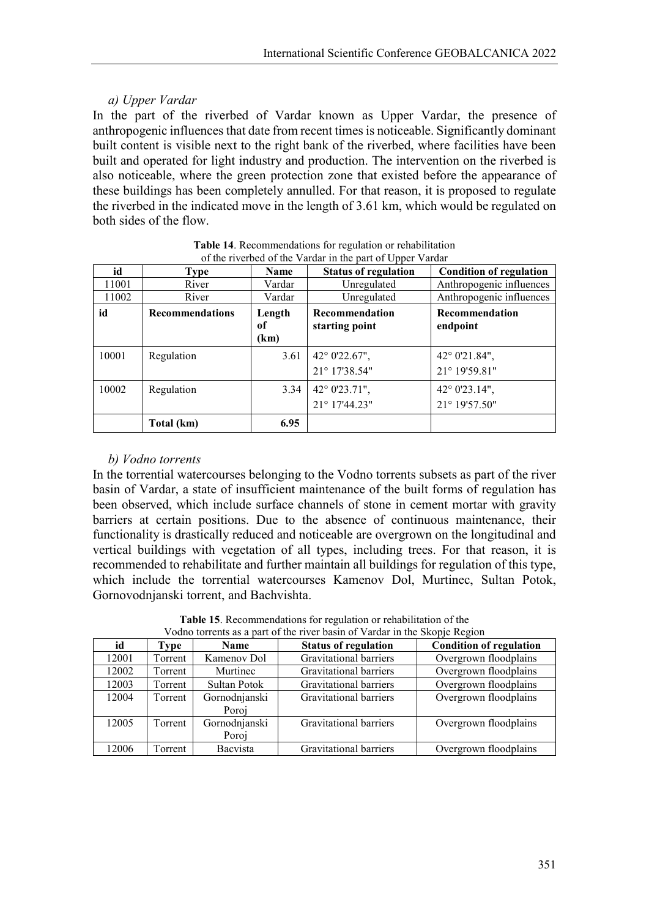*a) Upper Vardar*

In the part of the riverbed of Vardar known as Upper Vardar, the presence of anthropogenic influences that date from recent times is noticeable. Significantly dominant built content is visible next to the right bank of the riverbed, where facilities have been built and operated for light industry and production. The intervention on the riverbed is also noticeable, where the green protection zone that existed before the appearance of these buildings has been completely annulled. For that reason, it is proposed to regulate the riverbed in the indicated move in the length of 3.61 km, which would be regulated on both sides of the flow.

**Table 14**. Recommendations for regulation or rehabilitation of the riverbed of the Vardar in the part of Upper Vardar

| id | Type | Name | Status of regulation | Condition of regulation |
|---|---|---|---|---|
| 11001 | River | Vardar | Unregulated | Anthropogenic influences |
| 11002 | River | Vardar | Unregulated | Anthropogenic influences |
| **id** | **Recommendations** | **Length of (km)** | **Recommendation starting point** | **Recommendation endpoint** |
| 10001 | Regulation | 3.61 | 42° 0'22.67", 21° 17'38.54" | 42° 0'21.84", 21° 19'59.81" |
| 10002 | Regulation | 3.34 | 42° 0'23.71", 21° 17'44.23" | 42° 0'23.14", 21° 19'57.50" |
| | **Total (km)** | **6.95** | | |

*b) Vodno torrents*

In the torrential watercourses belonging to the Vodno torrents subsets as part of the river basin of Vardar, a state of insufficient maintenance of the built forms of regulation has been observed, which include surface channels of stone in cement mortar with gravity barriers at certain positions. Due to the absence of continuous maintenance, their functionality is drastically reduced and noticeable are overgrown on the longitudinal and vertical buildings with vegetation of all types, including trees. For that reason, it is recommended to rehabilitate and further maintain all buildings for regulation of this type, which include the torrential watercourses Kamenov Dol, Murtinec, Sultan Potok, Gornovodnjanski torrent, and Bachvishta.

**Table 15**. Recommendations for regulation or rehabilitation of the Vodno torrents as a part of the river basin of Vardar in the Skopje Region

| id | Type | Name | Status of regulation | Condition of regulation |
|---|---|---|---|---|
| 12001 | Torrent | Kamenov Dol | Gravitational barriers | Overgrown floodplains |
| 12002 | Torrent | Murtinec | Gravitational barriers | Overgrown floodplains |
| 12003 | Torrent | Sultan Potok | Gravitational barriers | Overgrown floodplains |
| 12004 | Torrent | Gornodnjanski Poroj | Gravitational barriers | Overgrown floodplains |
| 12005 | Torrent | Gornodnjanski Poroj | Gravitational barriers | Overgrown floodplains |
| 12006 | Torrent | Bacvista | Gravitational barriers | Overgrown floodplains |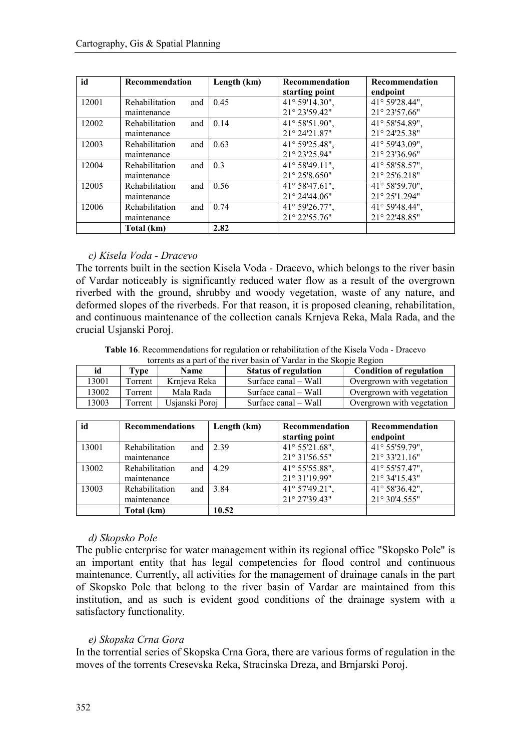| id | Recommendation | Length (km) | Recommendation starting point | Recommendation endpoint |
|---|---|---|---|---|
| 12001 | Rehabilitation and maintenance | 0.45 | 41° 59'14.30", 21° 23'59.42" | 41° 59'28.44", 21° 23'57.66" |
| 12002 | Rehabilitation and maintenance | 0.14 | 41° 58'51.90", 21° 24'21.87" | 41° 58'54.89", 21° 24'25.38" |
| 12003 | Rehabilitation and maintenance | 0.63 | 41° 59'25.48", 21° 23'25.94" | 41° 59'43.09", 21° 23'36.96" |
| 12004 | Rehabilitation and maintenance | 0.3 | 41° 58'49.11", 21° 25'8.650" | 41° 58'58.57", 21° 25'6.218" |
| 12005 | Rehabilitation and maintenance | 0.56 | 41° 58'47.61", 21° 24'44.06" | 41° 58'59.70", 21° 25'1.294" |
| 12006 | Rehabilitation and maintenance | 0.74 | 41° 59'26.77", 21° 22'55.76" | 41° 59'48.44", 21° 22'48.85" |
| | **Total (km)** | **2.82** | | |

*c) Kisela Voda - Dracevo*

The torrents built in the section Kisela Voda - Dracevo, which belongs to the river basin of Vardar noticeably is significantly reduced water flow as a result of the overgrown riverbed with the ground, shrubby and woody vegetation, waste of any nature, and deformed slopes of the riverbeds. For that reason, it is proposed cleaning, rehabilitation, and continuous maintenance of the collection canals Krnjeva Reka, Mala Rada, and the crucial Usjanski Poroj.

**Table 16**. Recommendations for regulation or rehabilitation of the Kisela Voda - Dracevo torrents as a part of the river basin of Vardar in the Skopje Region

| id | Type | Name | Status of regulation | Condition of regulation |
|---|---|---|---|---|
| 13001 | Torrent | Krnjeva Reka | Surface canal – Wall | Overgrown with vegetation |
| 13002 | Torrent | Mala Rada | Surface canal – Wall | Overgrown with vegetation |
| 13003 | Torrent | Usjanski Poroj | Surface canal – Wall | Overgrown with vegetation |

| id | Recommendations | Length (km) | Recommendation starting point | Recommendation endpoint |
|---|---|---|---|---|
| 13001 | Rehabilitation and maintenance | 2.39 | 41° 55'21.68", 21° 31'56.55" | 41° 55'59.79", 21° 33'21.16" |
| 13002 | Rehabilitation and maintenance | 4.29 | 41° 55'55.88", 21° 31'19.99" | 41° 55'57.47", 21° 34'15.43" |
| 13003 | Rehabilitation and maintenance | 3.84 | 41° 57'49.21", 21° 27'39.43" | 41° 58'36.42", 21° 30'4.555" |
| | **Total (km)** | **10.52** | | |

*d) Skopsko Pole*

The public enterprise for water management within its regional office "Skopsko Pole" is an important entity that has legal competencies for flood control and continuous maintenance. Currently, all activities for the management of drainage canals in the part of Skopsko Pole that belong to the river basin of Vardar are maintained from this institution, and as such is evident good conditions of the drainage system with a satisfactory functionality.

*e) Skopska Crna Gora*

In the torrential series of Skopska Crna Gora, there are various forms of regulation in the moves of the torrents Cresevska Reka, Stracinska Dreza, and Brnjarski Poroj.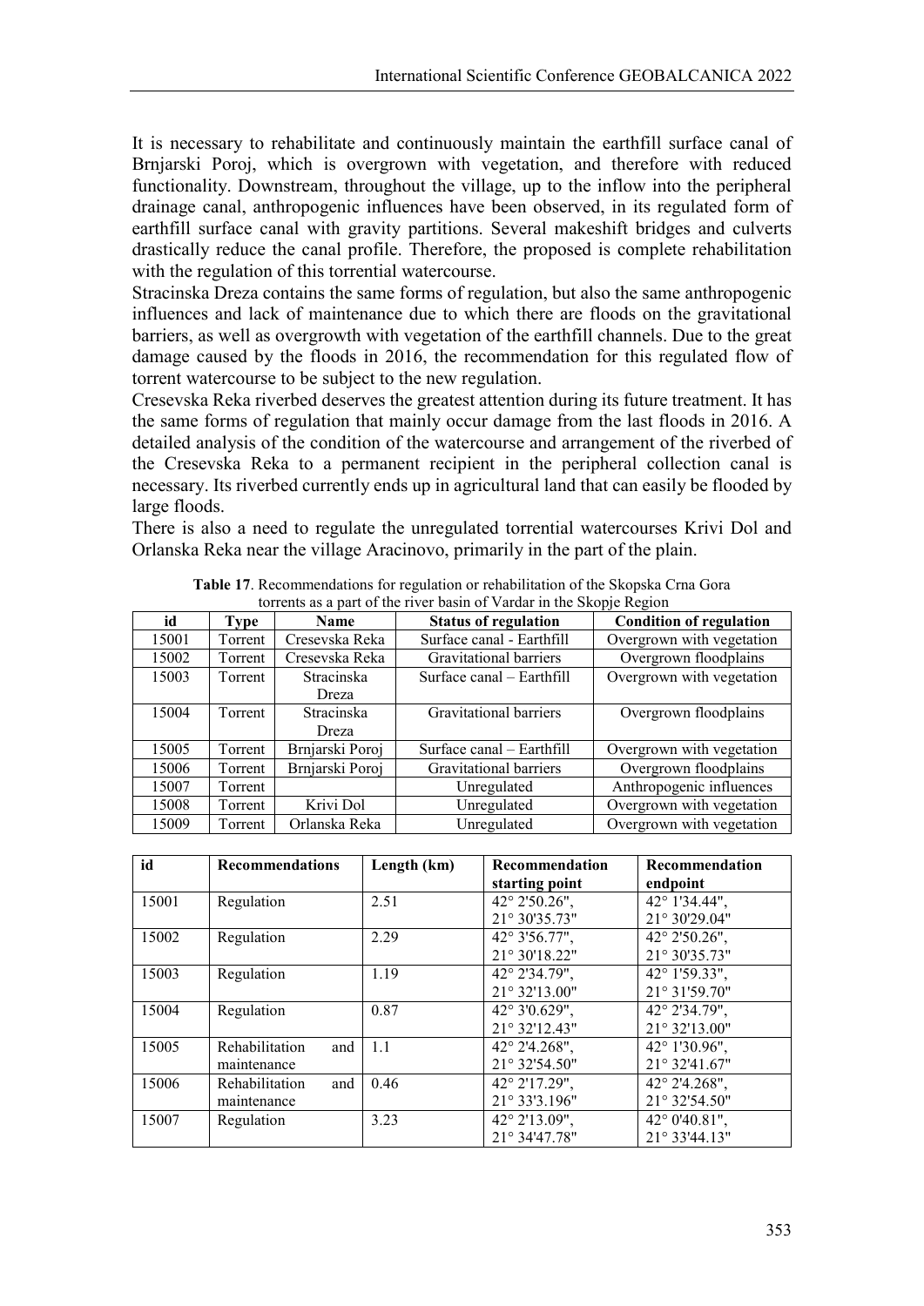It is necessary to rehabilitate and continuously maintain the earthfill surface canal of Brnjarski Poroj, which is overgrown with vegetation, and therefore with reduced functionality. Downstream, throughout the village, up to the inflow into the peripheral drainage canal, anthropogenic influences have been observed, in its regulated form of earthfill surface canal with gravity partitions. Several makeshift bridges and culverts drastically reduce the canal profile. Therefore, the proposed is complete rehabilitation with the regulation of this torrential watercourse.

Stracinska Dreza contains the same forms of regulation, but also the same anthropogenic influences and lack of maintenance due to which there are floods on the gravitational barriers, as well as overgrowth with vegetation of the earthfill channels. Due to the great damage caused by the floods in 2016, the recommendation for this regulated flow of torrent watercourse to be subject to the new regulation.

Cresevska Reka riverbed deserves the greatest attention during its future treatment. It has the same forms of regulation that mainly occur damage from the last floods in 2016. A detailed analysis of the condition of the watercourse and arrangement of the riverbed of the Cresevska Reka to a permanent recipient in the peripheral collection canal is necessary. Its riverbed currently ends up in agricultural land that can easily be flooded by large floods.

There is also a need to regulate the unregulated torrential watercourses Krivi Dol and Orlanska Reka near the village Aracinovo, primarily in the part of the plain.

**Table 17**. Recommendations for regulation or rehabilitation of the Skopska Crna Gora torrents as a part of the river basin of Vardar in the Skopje Region

| id | Type | Name | Status of regulation | Condition of regulation |
|---|---|---|---|---|
| 15001 | Torrent | Cresevska Reka | Surface canal - Earthfill | Overgrown with vegetation |
| 15002 | Torrent | Cresevska Reka | Gravitational barriers | Overgrown floodplains |
| 15003 | Torrent | Stracinska Dreza | Surface canal – Earthfill | Overgrown with vegetation |
| 15004 | Torrent | Stracinska Dreza | Gravitational barriers | Overgrown floodplains |
| 15005 | Torrent | Brnjarski Poroj | Surface canal – Earthfill | Overgrown with vegetation |
| 15006 | Torrent | Brnjarski Poroj | Gravitational barriers | Overgrown floodplains |
| 15007 | Torrent | | Unregulated | Anthropogenic influences |
| 15008 | Torrent | Krivi Dol | Unregulated | Overgrown with vegetation |
| 15009 | Torrent | Orlanska Reka | Unregulated | Overgrown with vegetation |

| id | Recommendations | Length (km) | Recommendation starting point | Recommendation endpoint |
|---|---|---|---|---|
| 15001 | Regulation | 2.51 | 42° 2'50.26", 21° 30'35.73" | 42° 1'34.44", 21° 30'29.04" |
| 15002 | Regulation | 2.29 | 42° 3'56.77", 21° 30'18.22" | 42° 2'50.26", 21° 30'35.73" |
| 15003 | Regulation | 1.19 | 42° 2'34.79", 21° 32'13.00" | 42° 1'59.33", 21° 31'59.70" |
| 15004 | Regulation | 0.87 | 42° 3'0.629", 21° 32'12.43" | 42° 2'34.79", 21° 32'13.00" |
| 15005 | Rehabilitation and maintenance | 1.1 | 42° 2'4.268", 21° 32'54.50" | 42° 1'30.96", 21° 32'41.67" |
| 15006 | Rehabilitation and maintenance | 0.46 | 42° 2'17.29", 21° 33'3.196" | 42° 2'4.268", 21° 32'54.50" |
| 15007 | Regulation | 3.23 | 42° 2'13.09", 21° 34'47.78" | 42° 0'40.81", 21° 33'44.13" |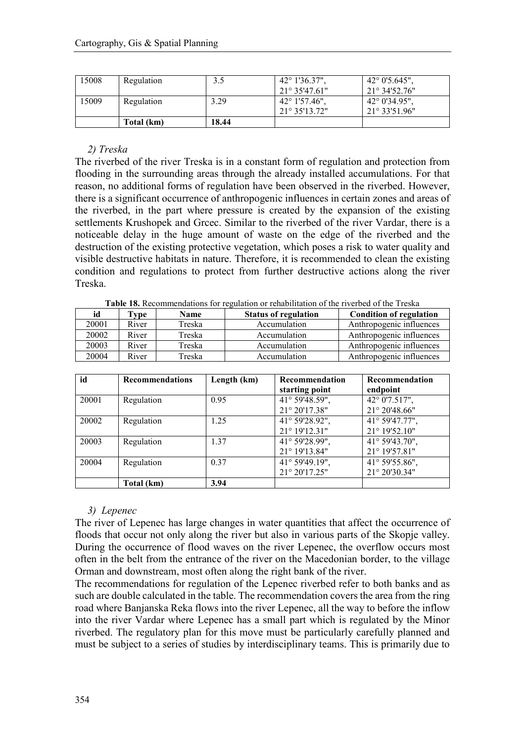| 15008 | Regulation | 3.5 | 42° 1'36.37", 21° 35'47.61" | 42° 0'5.645", 21° 34'52.76" |
|---|---|---|---|---|
| 15009 | Regulation | 3.29 | 42° 1'57.46", 21° 35'13.72" | 42° 0'34.95", 21° 33'51.96" |
| | **Total (km)** | **18.44** | | |

*2) Treska*

The riverbed of the river Treska is in a constant form of regulation and protection from flooding in the surrounding areas through the already installed accumulations. For that reason, no additional forms of regulation have been observed in the riverbed. However, there is a significant occurrence of anthropogenic influences in certain zones and areas of the riverbed, in the part where pressure is created by the expansion of the existing settlements Krushopek and Grcec. Similar to the riverbed of the river Vardar, there is a noticeable delay in the huge amount of waste on the edge of the riverbed and the destruction of the existing protective vegetation, which poses a risk to water quality and visible destructive habitats in nature. Therefore, it is recommended to clean the existing condition and regulations to protect from further destructive actions along the river Treska.

**Table 18.** Recommendations for regulation or rehabilitation of the riverbed of the Treska

| id | Type | Name | Status of regulation | Condition of regulation |
|---|---|---|---|---|
| 20001 | River | Treska | Accumulation | Anthropogenic influences |
| 20002 | River | Treska | Accumulation | Anthropogenic influences |
| 20003 | River | Treska | Accumulation | Anthropogenic influences |
| 20004 | River | Treska | Accumulation | Anthropogenic influences |

| id | Recommendations | Length (km) | Recommendation starting point | Recommendation endpoint |
|---|---|---|---|---|
| 20001 | Regulation | 0.95 | 41° 59'48.59", 21° 20'17.38" | 42° 0'7.517", 21° 20'48.66" |
| 20002 | Regulation | 1.25 | 41° 59'28.92", 21° 19'12.31" | 41° 59'47.77", 21° 19'52.10" |
| 20003 | Regulation | 1.37 | 41° 59'28.99", 21° 19'13.84" | 41° 59'43.70", 21° 19'57.81" |
| 20004 | Regulation | 0.37 | 41° 59'49.19", 21° 20'17.25" | 41° 59'55.86", 21° 20'30.34" |
| | **Total (km)** | **3.94** | | |

*3) Lepenec*

The river of Lepenec has large changes in water quantities that affect the occurrence of floods that occur not only along the river but also in various parts of the Skopje valley. During the occurrence of flood waves on the river Lepenec, the overflow occurs most often in the belt from the entrance of the river on the Macedonian border, to the village Orman and downstream, most often along the right bank of the river.

The recommendations for regulation of the Lepenec riverbed refer to both banks and as such are double calculated in the table. The recommendation covers the area from the ring road where Banjanska Reka flows into the river Lepenec, all the way to before the inflow into the river Vardar where Lepenec has a small part which is regulated by the Minor riverbed. The regulatory plan for this move must be particularly carefully planned and must be subject to a series of studies by interdisciplinary teams. This is primarily due to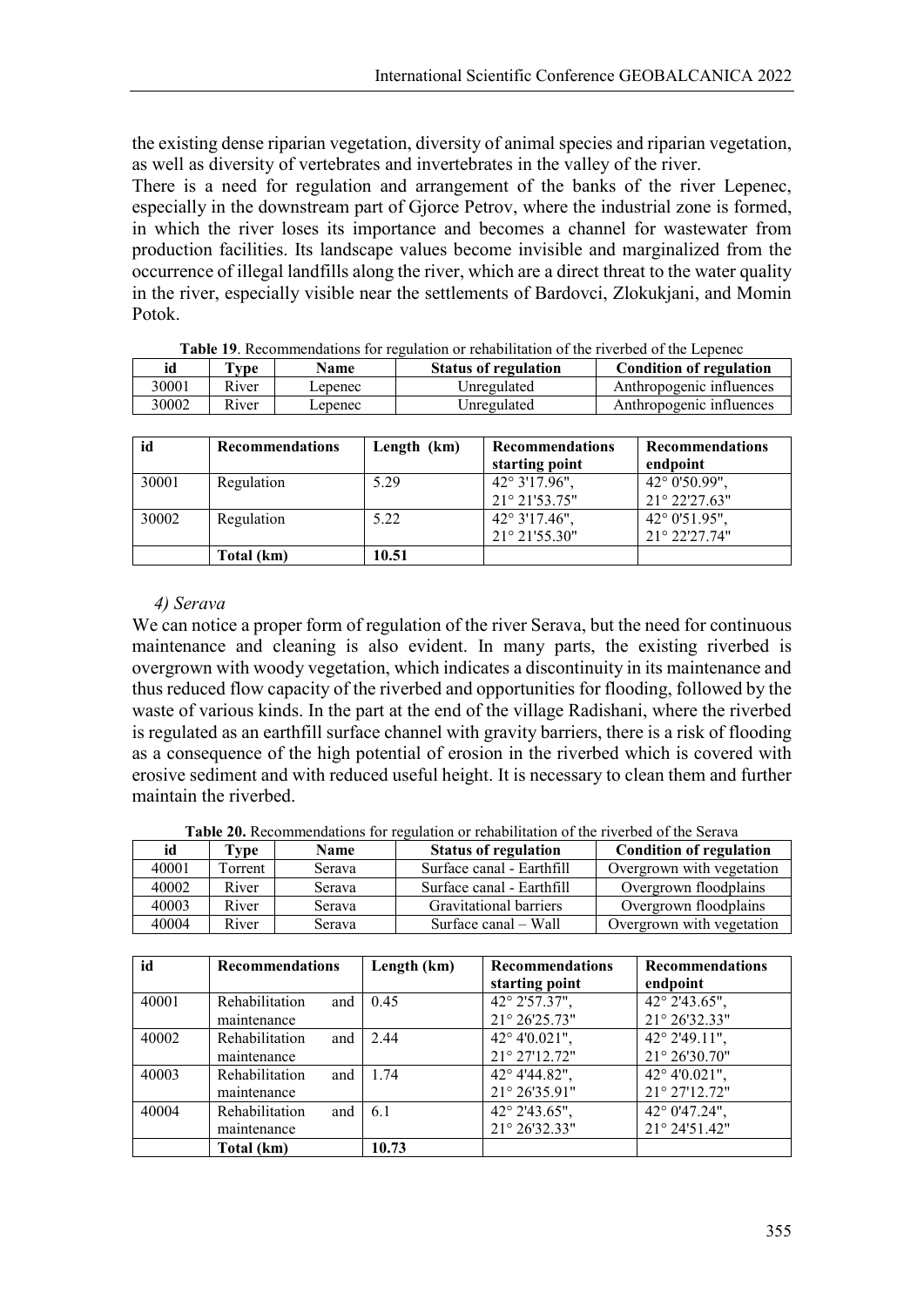the existing dense riparian vegetation, diversity of animal species and riparian vegetation, as well as diversity of vertebrates and invertebrates in the valley of the river.

There is a need for regulation and arrangement of the banks of the river Lepenec, especially in the downstream part of Gjorce Petrov, where the industrial zone is formed, in which the river loses its importance and becomes a channel for wastewater from production facilities. Its landscape values become invisible and marginalized from the occurrence of illegal landfills along the river, which are a direct threat to the water quality in the river, especially visible near the settlements of Bardovci, Zlokukjani, and Momin Potok.

**Table 19**. Recommendations for regulation or rehabilitation of the riverbed of the Lepenec

| id | Type | Name | Status of regulation | Condition of regulation |
|---|---|---|---|---|
| 30001 | River | Lepenec | Unregulated | Anthropogenic influences |
| 30002 | River | Lepenec | Unregulated | Anthropogenic influences |

| id | Recommendations | Length (km) | Recommendations starting point | Recommendations endpoint |
|---|---|---|---|---|
| 30001 | Regulation | 5.29 | 42° 3'17.96", 21° 21'53.75" | 42° 0'50.99", 21° 22'27.63" |
| 30002 | Regulation | 5.22 | 42° 3'17.46", 21° 21'55.30" | 42° 0'51.95", 21° 22'27.74" |
| | **Total (km)** | **10.51** | | |

*4) Serava*

We can notice a proper form of regulation of the river Serava, but the need for continuous maintenance and cleaning is also evident. In many parts, the existing riverbed is overgrown with woody vegetation, which indicates a discontinuity in its maintenance and thus reduced flow capacity of the riverbed and opportunities for flooding, followed by the waste of various kinds. In the part at the end of the village Radishani, where the riverbed is regulated as an earthfill surface channel with gravity barriers, there is a risk of flooding as a consequence of the high potential of erosion in the riverbed which is covered with erosive sediment and with reduced useful height. It is necessary to clean them and further maintain the riverbed.

**Table 20.** Recommendations for regulation or rehabilitation of the riverbed of the Serava

| id | Type | Name | Status of regulation | Condition of regulation |
|---|---|---|---|---|
| 40001 | Torrent | Serava | Surface canal - Earthfill | Overgrown with vegetation |
| 40002 | River | Serava | Surface canal - Earthfill | Overgrown floodplains |
| 40003 | River | Serava | Gravitational barriers | Overgrown floodplains |
| 40004 | River | Serava | Surface canal – Wall | Overgrown with vegetation |

| id | Recommendations | Length (km) | Recommendations starting point | Recommendations endpoint |
|---|---|---|---|---|
| 40001 | Rehabilitation and maintenance | 0.45 | 42° 2'57.37", 21° 26'25.73" | 42° 2'43.65", 21° 26'32.33" |
| 40002 | Rehabilitation and maintenance | 2.44 | 42° 4'0.021", 21° 27'12.72" | 42° 2'49.11", 21° 26'30.70" |
| 40003 | Rehabilitation and maintenance | 1.74 | 42° 4'44.82", 21° 26'35.91" | 42° 4'0.021", 21° 27'12.72" |
| 40004 | Rehabilitation and maintenance | 6.1 | 42° 2'43.65", 21° 26'32.33" | 42° 0'47.24", 21° 24'51.42" |
| | **Total (km)** | **10.73** | | |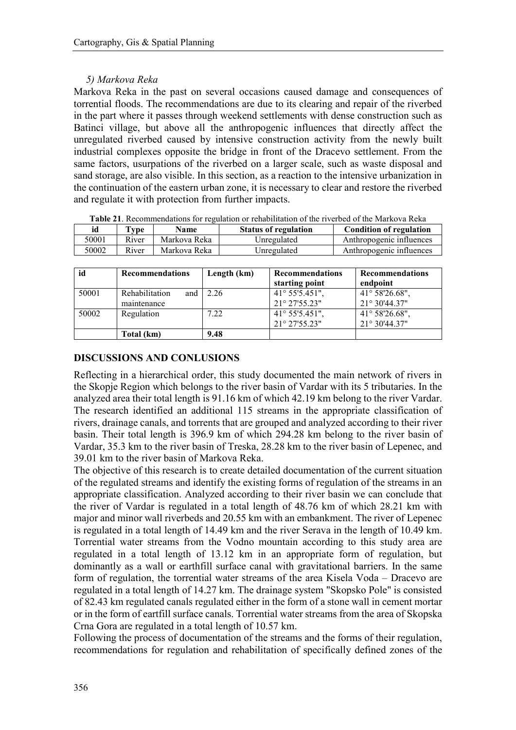*5) Markova Reka*

Markova Reka in the past on several occasions caused damage and consequences of torrential floods. The recommendations are due to its clearing and repair of the riverbed in the part where it passes through weekend settlements with dense construction such as Batinci village, but above all the anthropogenic influences that directly affect the unregulated riverbed caused by intensive construction activity from the newly built industrial complexes opposite the bridge in front of the Dracevo settlement. From the same factors, usurpations of the riverbed on a larger scale, such as waste disposal and sand storage, are also visible. In this section, as a reaction to the intensive urbanization in the continuation of the eastern urban zone, it is necessary to clear and restore the riverbed and regulate it with protection from further impacts.

**Table 21**. Recommendations for regulation or rehabilitation of the riverbed of the Markova Reka

| id | Type | Name | Status of regulation | Condition of regulation |
|---|---|---|---|---|
| 50001 | River | Markova Reka | Unregulated | Anthropogenic influences |
| 50002 | River | Markova Reka | Unregulated | Anthropogenic influences |

| id | Recommendations | Length (km) | Recommendations starting point | Recommendations endpoint |
|---|---|---|---|---|
| 50001 | Rehabilitation and maintenance | 2.26 | 41° 55'5.451", 21° 27'55.23" | 41° 58'26.68", 21° 30'44.37" |
| 50002 | Regulation | 7.22 | 41° 55'5.451", 21° 27'55.23" | 41° 58'26.68", 21° 30'44.37" |
| | **Total (km)** | **9.48** | | |

## DISCUSSIONS AND CONLUSIONS

Reflecting in a hierarchical order, this study documented the main network of rivers in the Skopje Region which belongs to the river basin of Vardar with its 5 tributaries. In the analyzed area their total length is 91.16 km of which 42.19 km belong to the river Vardar. The research identified an additional 115 streams in the appropriate classification of rivers, drainage canals, and torrents that are grouped and analyzed according to their river basin. Their total length is 396.9 km of which 294.28 km belong to the river basin of Vardar, 35.3 km to the river basin of Treska, 28.28 km to the river basin of Lepenec, and 39.01 km to the river basin of Markova Reka.

The objective of this research is to create detailed documentation of the current situation of the regulated streams and identify the existing forms of regulation of the streams in an appropriate classification. Analyzed according to their river basin we can conclude that the river of Vardar is regulated in a total length of 48.76 km of which 28.21 km with major and minor wall riverbeds and 20.55 km with an embankment. The river of Lepenec is regulated in a total length of 14.49 km and the river Serava in the length of 10.49 km. Torrential water streams from the Vodno mountain according to this study area are regulated in a total length of 13.12 km in an appropriate form of regulation, but dominantly as a wall or earthfill surface canal with gravitational barriers. In the same form of regulation, the torrential water streams of the area Kisela Voda – Dracevo are regulated in a total length of 14.27 km. The drainage system "Skopsko Pole" is consisted of 82.43 km regulated canals regulated either in the form of a stone wall in cement mortar or in the form of eartfill surface canals. Torrential water streams from the area of Skopska Crna Gora are regulated in a total length of 10.57 km.

Following the process of documentation of the streams and the forms of their regulation, recommendations for regulation and rehabilitation of specifically defined zones of the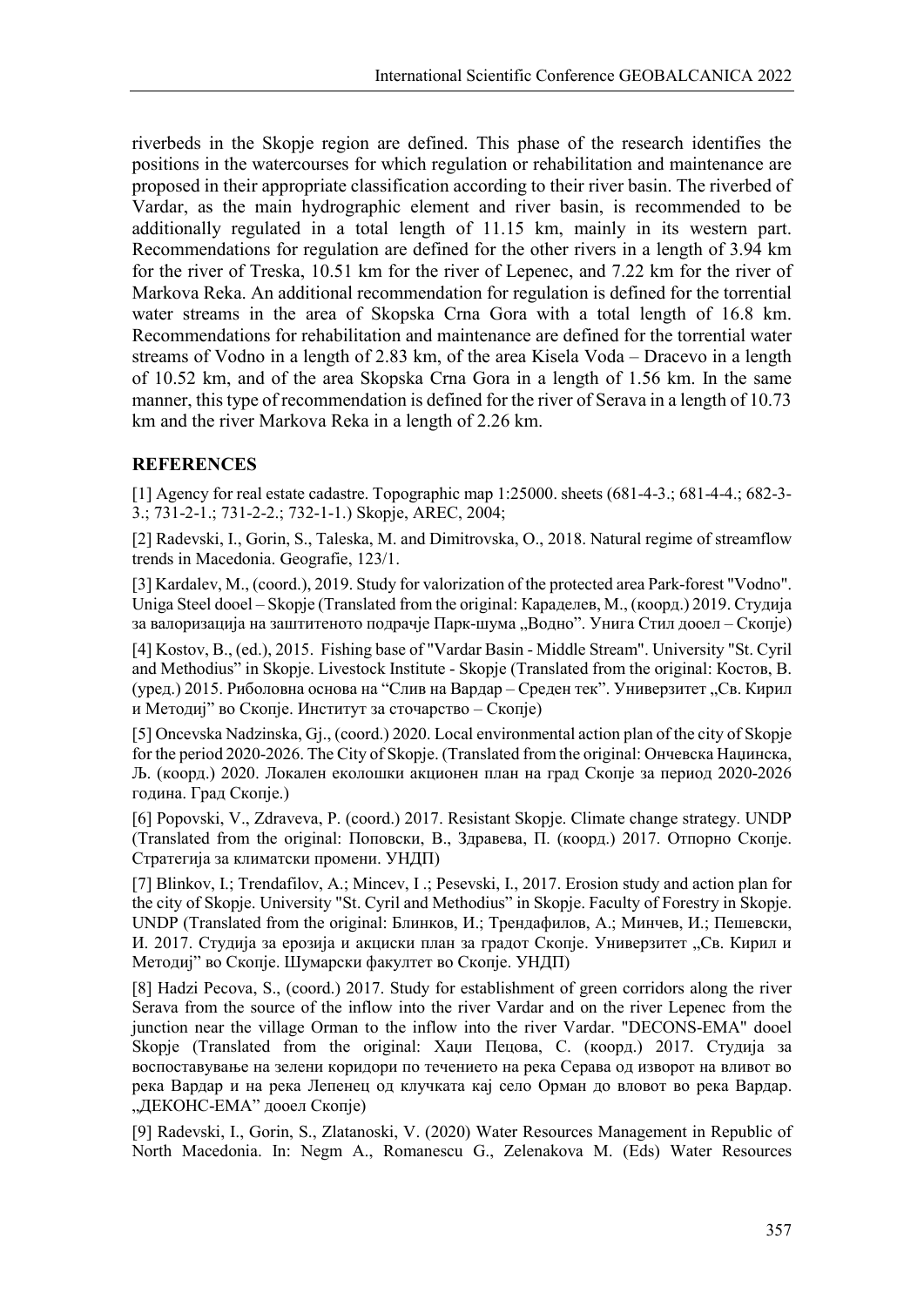riverbeds in the Skopje region are defined. This phase of the research identifies the positions in the watercourses for which regulation or rehabilitation and maintenance are proposed in their appropriate classification according to their river basin. The riverbed of Vardar, as the main hydrographic element and river basin, is recommended to be additionally regulated in a total length of 11.15 km, mainly in its western part. Recommendations for regulation are defined for the other rivers in a length of 3.94 km for the river of Treska, 10.51 km for the river of Lepenec, and 7.22 km for the river of Markova Reka. An additional recommendation for regulation is defined for the torrential water streams in the area of Skopska Crna Gora with a total length of 16.8 km. Recommendations for rehabilitation and maintenance are defined for the torrential water streams of Vodno in a length of 2.83 km, of the area Kisela Voda – Dracevo in a length of 10.52 km, and of the area Skopska Crna Gora in a length of 1.56 km. In the same manner, this type of recommendation is defined for the river of Serava in a length of 10.73 km and the river Markova Reka in a length of 2.26 km.

## REFERENCES

[1] Agency for real estate cadastre. Topographic map 1:25000. sheets (681-4-3.; 681-4-4.; 682-3-3.; 731-2-1.; 731-2-2.; 732-1-1.) Skopje, AREC, 2004;

[2] Radevski, I., Gorin, S., Taleska, M. and Dimitrovska, O., 2018. Natural regime of streamflow trends in Macedonia. Geografie, 123/1.

[3] Kardalev, M., (coord.), 2019. Study for valorization of the protected area Park-forest "Vodno". Uniga Steel dooel – Skopje (Translated from the original: Караделев, М., (коорд.) 2019. Студија за валоризација на заштитеното подрачје Парк-шума „Водно". Унига Стил доел – Скопје)

[4] Kostov, B., (ed.), 2015. Fishing base of "Vardar Basin - Middle Stream". University "St. Cyril and Methodius" in Skopje. Livestock Institute - Skopje (Translated from the original: Костов, В. (уред.) 2015. Риболовна основа на "Слив на Вардар – Среден тек". Универзитет „Св. Кирил и Методиј" во Скопје. Институт за сточарство – Скопје)

[5] Oncevska Nadzinska, Gj., (coord.) 2020. Local environmental action plan of the city of Skopje for the period 2020-2026. The City of Skopje. (Translated from the original: Ончевска Наџинска, Ѓ. (коорд.) 2020. Локален еколошки акционен план на град Скопје за период 2020-2026 година. Град Скопје.)

[6] Popovski, V., Zdraveva, P. (coord.) 2017. Resistant Skopje. Climate change strategy. UNDP (Translated from the original: Поповски, В., Здравева, П. (коорд.) 2017. Отпорно Скопје. Стратегија за климатски промени. УНДП)

[7] Blinkov, I.; Trendafilov, A.; Mincev, I .; Pesevski, I., 2017. Erosion study and action plan for the city of Skopje. University "St. Cyril and Methodius" in Skopje. Faculty of Forestry in Skopje. UNDP (Translated from the original: Блинков, И.; Трендафилов, А.; Минчев, И.; Пешевски, И. 2017. Студија за ерозија и акциски план за градот Скопје. Универзитет „Св. Кирил и Методиј" во Скопје. Шумарски факултет во Скопје. УНДП)

[8] Hadzi Pecova, S., (coord.) 2017. Study for establishment of green corridors along the river Serava from the source of the inflow into the river Vardar and on the river Lepenec from the junction near the village Orman to the inflow into the river Vardar. "DECONS-EMA" dooel Skopje (Translated from the original: Хаџи Пецова, С. (коорд.) 2017. Студија за воспоставување на зелени коридори по течението на река Серава од изворот на вливот во река Вардар и на река Лепенец од клучката кај село Орман до вловот во река Вардар. „ДЕКОНС-ЕМА" дооел Скопје)

[9] Radevski, I., Gorin, S., Zlatanoski, V. (2020) Water Resources Management in Republic of North Macedonia. In: Negm A., Romanescu G., Zelenakova M. (Eds) Water Resources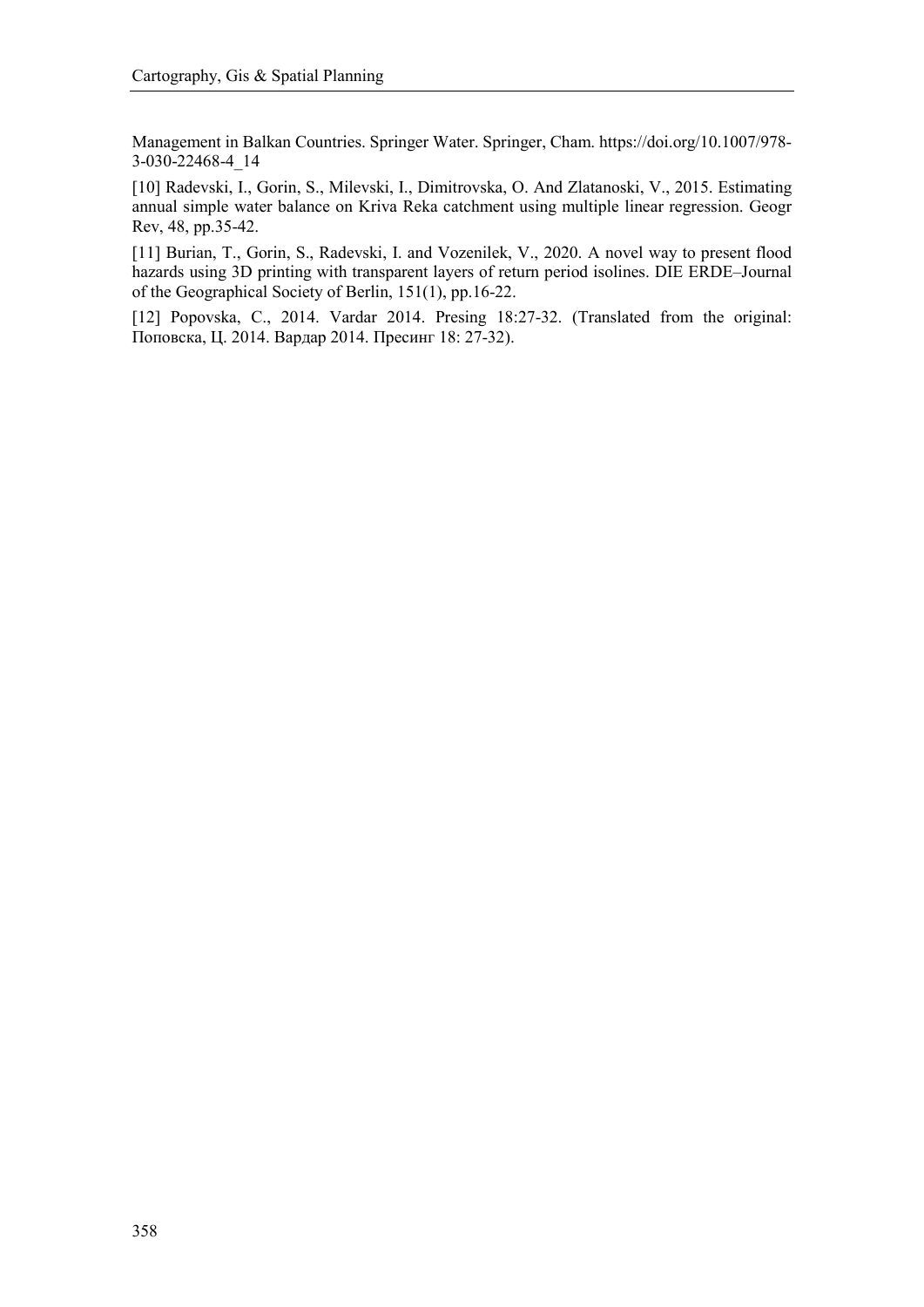Management in Balkan Countries. Springer Water. Springer, Cham. https://doi.org/10.1007/978-3-030-22468-4_14

[10] Radevski, I., Gorin, S., Milevski, I., Dimitrovska, O. And Zlatanoski, V., 2015. Estimating annual simple water balance on Kriva Reka catchment using multiple linear regression. Geogr Rev, 48, pp.35-42.

[11] Burian, T., Gorin, S., Radevski, I. and Vozenilek, V., 2020. A novel way to present flood hazards using 3D printing with transparent layers of return period isolines. DIE ERDE–Journal of the Geographical Society of Berlin, 151(1), pp.16-22.

[12] Popovska, C., 2014. Vardar 2014. Presing 18:27-32. (Translated from the original: Поповска, Ц. 2014. Вардар 2014. Пресинг 18: 27-32).